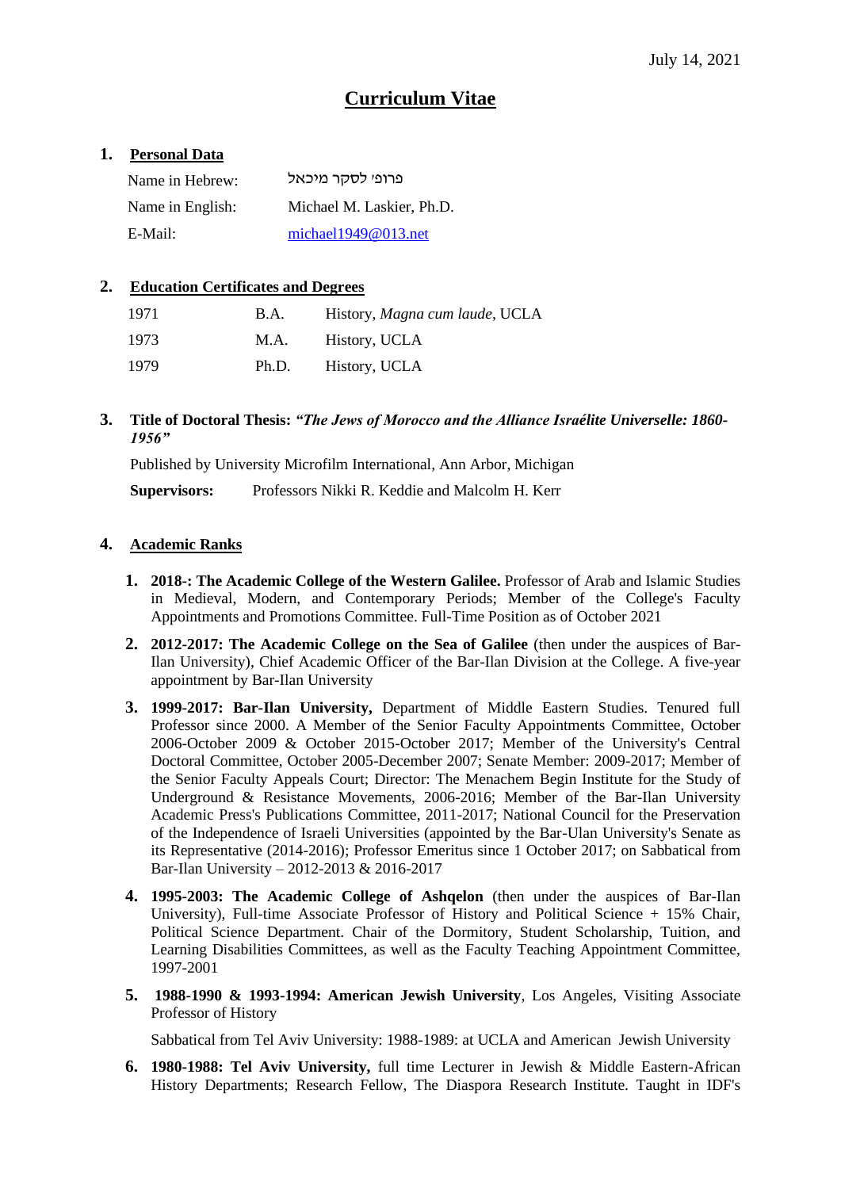July 14, 2021

# Curriculum Vitae

## 1. Personal Data

Name in Hebrew: פרופ' לסקר מיכאל

Name in English: Michael M. Laskier, Ph.D.

E-Mail: michael1949@013.net

## 2. Education Certificates and Degrees

| | | |
|---|---|---|
| 1971 | B.A. | History, *Magna cum laude*, UCLA |
| 1973 | M.A. | History, UCLA |
| 1979 | Ph.D. | History, UCLA |

## 3. Title of Doctoral Thesis: ***"The Jews of Morocco and the Alliance Israélite Universelle: 1860-1956"***

Published by University Microfilm International, Ann Arbor, Michigan

**Supervisors:** Professors Nikki R. Keddie and Malcolm H. Kerr

## 4. Academic Ranks

1. **2018-: The Academic College of the Western Galilee.** Professor of Arab and Islamic Studies in Medieval, Modern, and Contemporary Periods; Member of the College's Faculty Appointments and Promotions Committee. Full-Time Position as of October 2021
2. **2012-2017: The Academic College on the Sea of Galilee** (then under the auspices of Bar-Ilan University), Chief Academic Officer of the Bar-Ilan Division at the College. A five-year appointment by Bar-Ilan University
3. **1999-2017: Bar-Ilan University,** Department of Middle Eastern Studies. Tenured full Professor since 2000. A Member of the Senior Faculty Appointments Committee, October 2006-October 2009 & October 2015-October 2017; Member of the University's Central Doctoral Committee, October 2005-December 2007; Senate Member: 2009-2017; Member of the Senior Faculty Appeals Court; Director: The Menachem Begin Institute for the Study of Underground & Resistance Movements, 2006-2016; Member of the Bar-Ilan University Academic Press's Publications Committee, 2011-2017; National Council for the Preservation of the Independence of Israeli Universities (appointed by the Bar-Ulan University's Senate as its Representative (2014-2016); Professor Emeritus since 1 October 2017; on Sabbatical from Bar-Ilan University – 2012-2013 & 2016-2017
4. **1995-2003: The Academic College of Ashqelon** (then under the auspices of Bar-Ilan University), Full-time Associate Professor of History and Political Science + 15% Chair, Political Science Department. Chair of the Dormitory, Student Scholarship, Tuition, and Learning Disabilities Committees, as well as the Faculty Teaching Appointment Committee, 1997-2001
5. **1988-1990 & 1993-1994: American Jewish University**, Los Angeles, Visiting Associate Professor of History

   Sabbatical from Tel Aviv University: 1988-1989: at UCLA and American Jewish University
6. **1980-1988: Tel Aviv University,** full time Lecturer in Jewish & Middle Eastern-African History Departments; Research Fellow, The Diaspora Research Institute. Taught in IDF's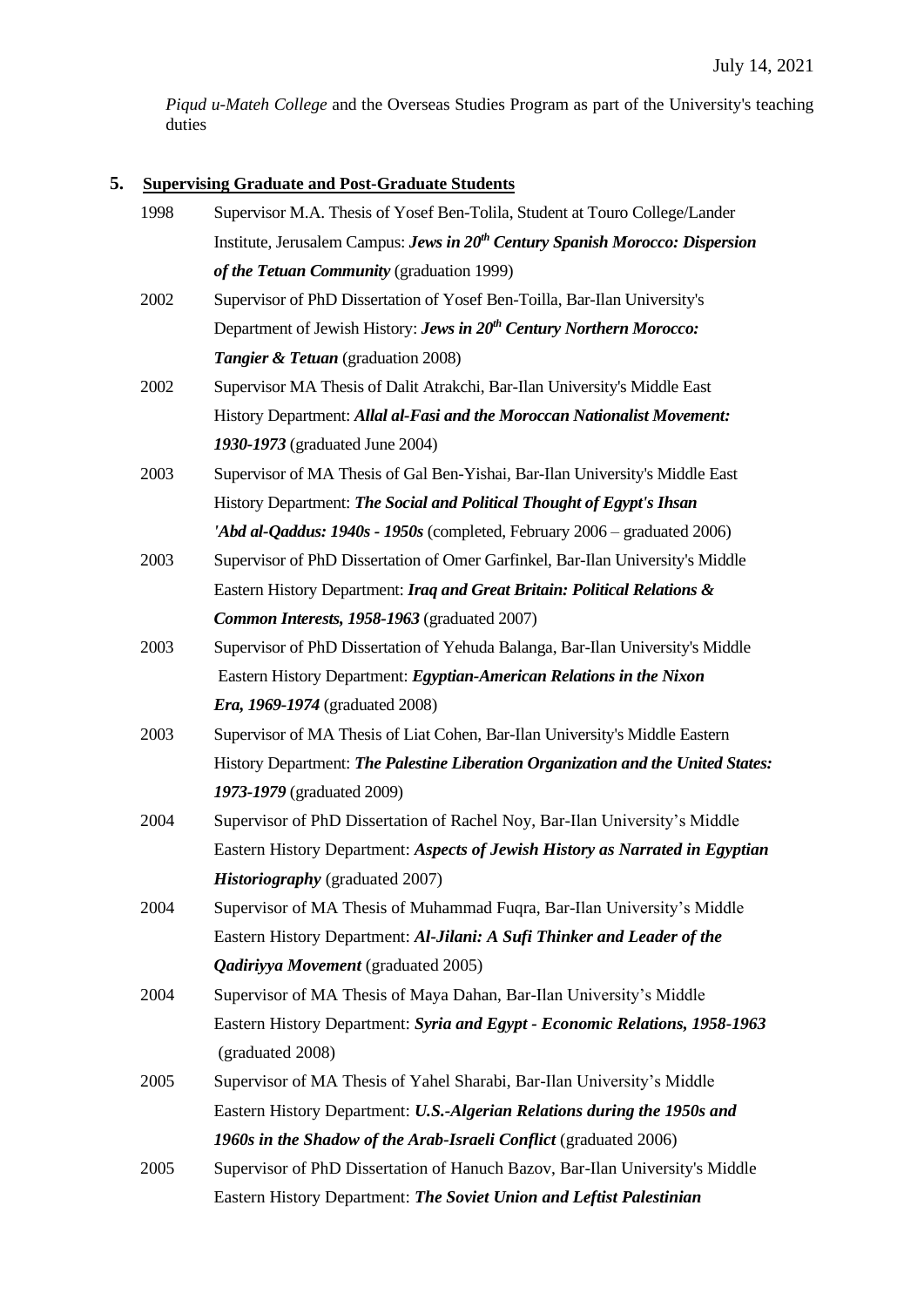*Piqud u-Mateh College* and the Overseas Studies Program as part of the University's teaching duties

## 5. Supervising Graduate and Post-Graduate Students

1998 Supervisor M.A. Thesis of Yosef Ben-Tolila, Student at Touro College/Lander Institute, Jerusalem Campus: ***Jews in 20th Century Spanish Morocco: Dispersion of the Tetuan Community*** (graduation 1999)

2002 Supervisor of PhD Dissertation of Yosef Ben-Toilla, Bar-Ilan University's Department of Jewish History: ***Jews in 20th Century Northern Morocco: Tangier & Tetuan*** (graduation 2008)

2002 Supervisor MA Thesis of Dalit Atrakchi, Bar-Ilan University's Middle East History Department: ***Allal al-Fasi and the Moroccan Nationalist Movement: 1930-1973*** (graduated June 2004)

2003 Supervisor of MA Thesis of Gal Ben-Yishai, Bar-Ilan University's Middle East History Department: ***The Social and Political Thought of Egypt's Ihsan 'Abd al-Qaddus: 1940s - 1950s*** (completed, February 2006 – graduated 2006)

2003 Supervisor of PhD Dissertation of Omer Garfinkel, Bar-Ilan University's Middle Eastern History Department: ***Iraq and Great Britain: Political Relations & Common Interests, 1958-1963*** (graduated 2007)

2003 Supervisor of PhD Dissertation of Yehuda Balanga, Bar-Ilan University's Middle Eastern History Department: ***Egyptian-American Relations in the Nixon Era, 1969-1974*** (graduated 2008)

2003 Supervisor of MA Thesis of Liat Cohen, Bar-Ilan University's Middle Eastern History Department: ***The Palestine Liberation Organization and the United States: 1973-1979*** (graduated 2009)

2004 Supervisor of PhD Dissertation of Rachel Noy, Bar-Ilan University's Middle Eastern History Department: ***Aspects of Jewish History as Narrated in Egyptian Historiography*** (graduated 2007)

2004 Supervisor of MA Thesis of Muhammad Fuqra, Bar-Ilan University's Middle Eastern History Department: ***Al-Jilani: A Sufi Thinker and Leader of the Qadiriyya Movement*** (graduated 2005)

2004 Supervisor of MA Thesis of Maya Dahan, Bar-Ilan University's Middle Eastern History Department: ***Syria and Egypt - Economic Relations, 1958-1963*** (graduated 2008)

2005 Supervisor of MA Thesis of Yahel Sharabi, Bar-Ilan University's Middle Eastern History Department: ***U.S.-Algerian Relations during the 1950s and 1960s in the Shadow of the Arab-Israeli Conflict*** (graduated 2006)

2005 Supervisor of PhD Dissertation of Hanuch Bazov, Bar-Ilan University's Middle Eastern History Department: ***The Soviet Union and Leftist Palestinian***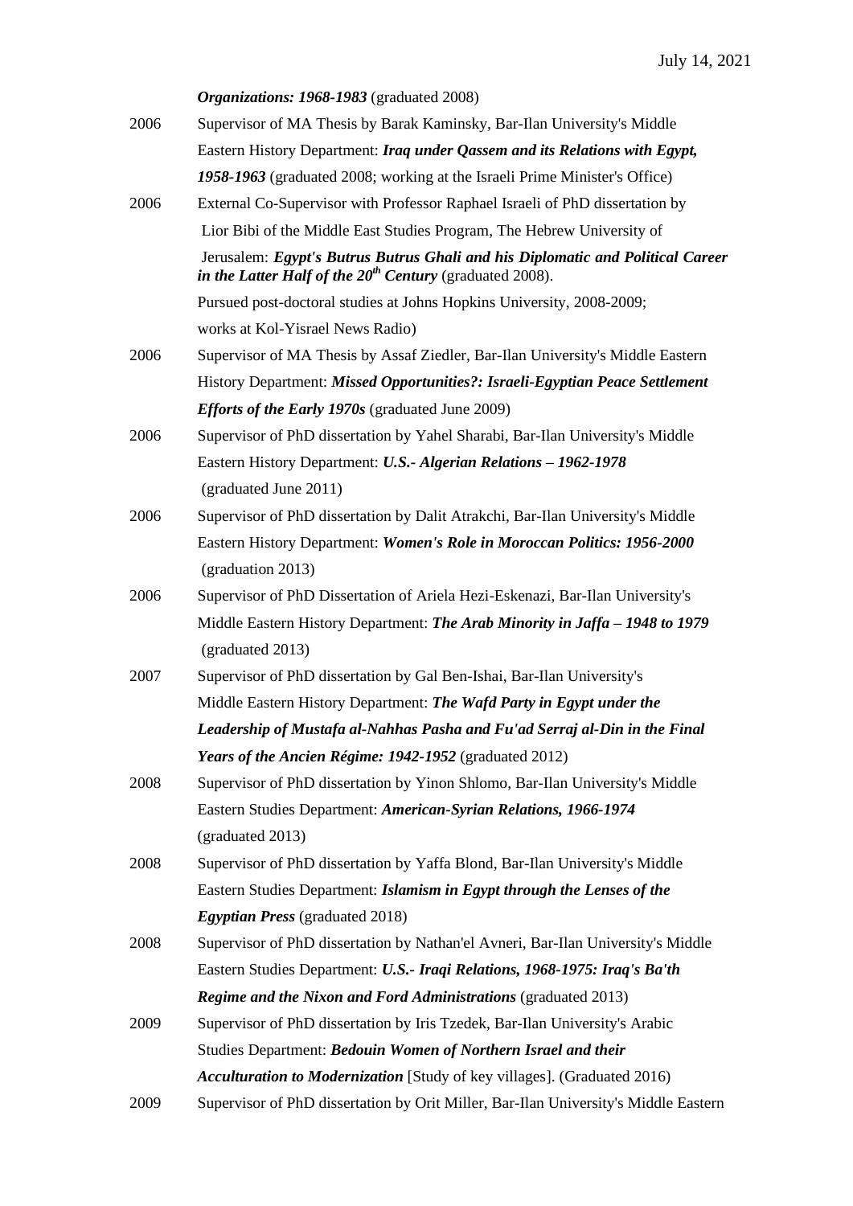***Organizations: 1968-1983*** (graduated 2008)

2006 Supervisor of MA Thesis by Barak Kaminsky, Bar-Ilan University's Middle Eastern History Department: ***Iraq under Qassem and its Relations with Egypt, 1958-1963*** (graduated 2008; working at the Israeli Prime Minister's Office)

2006 External Co-Supervisor with Professor Raphael Israeli of PhD dissertation by Lior Bibi of the Middle East Studies Program, The Hebrew University of Jerusalem: ***Egypt's Butrus Butrus Ghali and his Diplomatic and Political Career in the Latter Half of the 20th Century*** (graduated 2008). Pursued post-doctoral studies at Johns Hopkins University, 2008-2009; works at Kol-Yisrael News Radio)

2006 Supervisor of MA Thesis by Assaf Ziedler, Bar-Ilan University's Middle Eastern History Department: ***Missed Opportunities?: Israeli-Egyptian Peace Settlement Efforts of the Early 1970s*** (graduated June 2009)

2006 Supervisor of PhD dissertation by Yahel Sharabi, Bar-Ilan University's Middle Eastern History Department: ***U.S.- Algerian Relations – 1962-1978*** (graduated June 2011)

2006 Supervisor of PhD dissertation by Dalit Atrakchi, Bar-Ilan University's Middle Eastern History Department: ***Women's Role in Moroccan Politics: 1956-2000*** (graduation 2013)

2006 Supervisor of PhD Dissertation of Ariela Hezi-Eskenazi, Bar-Ilan University's Middle Eastern History Department: ***The Arab Minority in Jaffa – 1948 to 1979*** (graduated 2013)

2007 Supervisor of PhD dissertation by Gal Ben-Ishai, Bar-Ilan University's Middle Eastern History Department: ***The Wafd Party in Egypt under the Leadership of Mustafa al-Nahhas Pasha and Fu'ad Serraj al-Din in the Final Years of the Ancien Régime: 1942-1952*** (graduated 2012)

2008 Supervisor of PhD dissertation by Yinon Shlomo, Bar-Ilan University's Middle Eastern Studies Department: ***American-Syrian Relations, 1966-1974*** (graduated 2013)

2008 Supervisor of PhD dissertation by Yaffa Blond, Bar-Ilan University's Middle Eastern Studies Department: ***Islamism in Egypt through the Lenses of the Egyptian Press*** (graduated 2018)

2008 Supervisor of PhD dissertation by Nathan'el Avneri, Bar-Ilan University's Middle Eastern Studies Department: ***U.S.- Iraqi Relations, 1968-1975: Iraq's Ba'th Regime and the Nixon and Ford Administrations*** (graduated 2013)

2009 Supervisor of PhD dissertation by Iris Tzedek, Bar-Ilan University's Arabic Studies Department: ***Bedouin Women of Northern Israel and their Acculturation to Modernization*** [Study of key villages]. (Graduated 2016)

2009 Supervisor of PhD dissertation by Orit Miller, Bar-Ilan University's Middle Eastern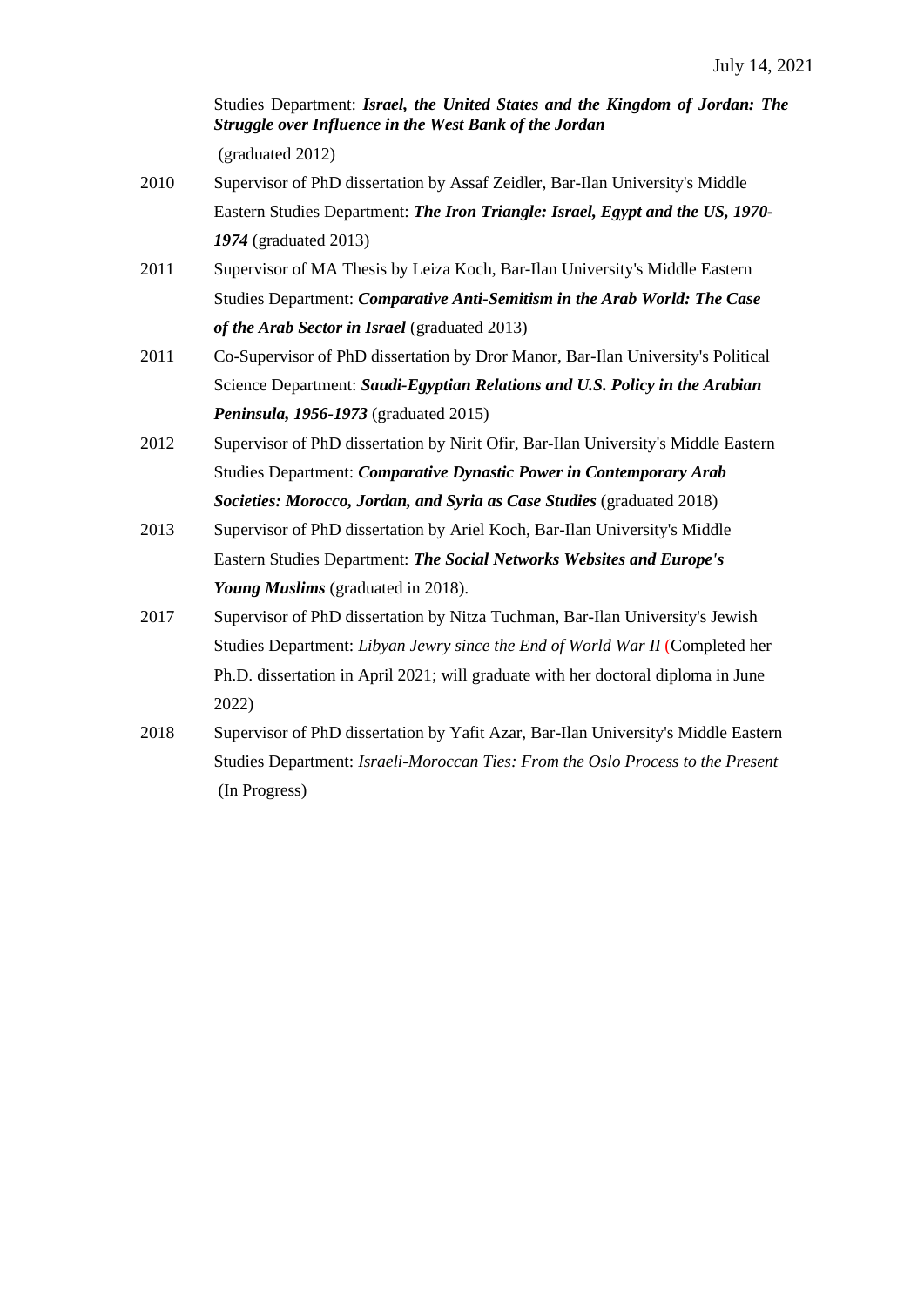Studies Department: ***Israel, the United States and the Kingdom of Jordan: The Struggle over Influence in the West Bank of the Jordan*** (graduated 2012)

2010 Supervisor of PhD dissertation by Assaf Zeidler, Bar-Ilan University's Middle Eastern Studies Department: ***The Iron Triangle: Israel, Egypt and the US, 1970-1974*** (graduated 2013)

2011 Supervisor of MA Thesis by Leiza Koch, Bar-Ilan University's Middle Eastern Studies Department: ***Comparative Anti-Semitism in the Arab World: The Case of the Arab Sector in Israel*** (graduated 2013)

2011 Co-Supervisor of PhD dissertation by Dror Manor, Bar-Ilan University's Political Science Department: ***Saudi-Egyptian Relations and U.S. Policy in the Arabian Peninsula, 1956-1973*** (graduated 2015)

2012 Supervisor of PhD dissertation by Nirit Ofir, Bar-Ilan University's Middle Eastern Studies Department: ***Comparative Dynastic Power in Contemporary Arab Societies: Morocco, Jordan, and Syria as Case Studies*** (graduated 2018)

2013 Supervisor of PhD dissertation by Ariel Koch, Bar-Ilan University's Middle Eastern Studies Department: ***The Social Networks Websites and Europe's Young Muslims*** (graduated in 2018).

2017 Supervisor of PhD dissertation by Nitza Tuchman, Bar-Ilan University's Jewish Studies Department: *Libyan Jewry since the End of World War II* (Completed her Ph.D. dissertation in April 2021; will graduate with her doctoral diploma in June 2022)

2018 Supervisor of PhD dissertation by Yafit Azar, Bar-Ilan University's Middle Eastern Studies Department: *Israeli-Moroccan Ties: From the Oslo Process to the Present* (In Progress)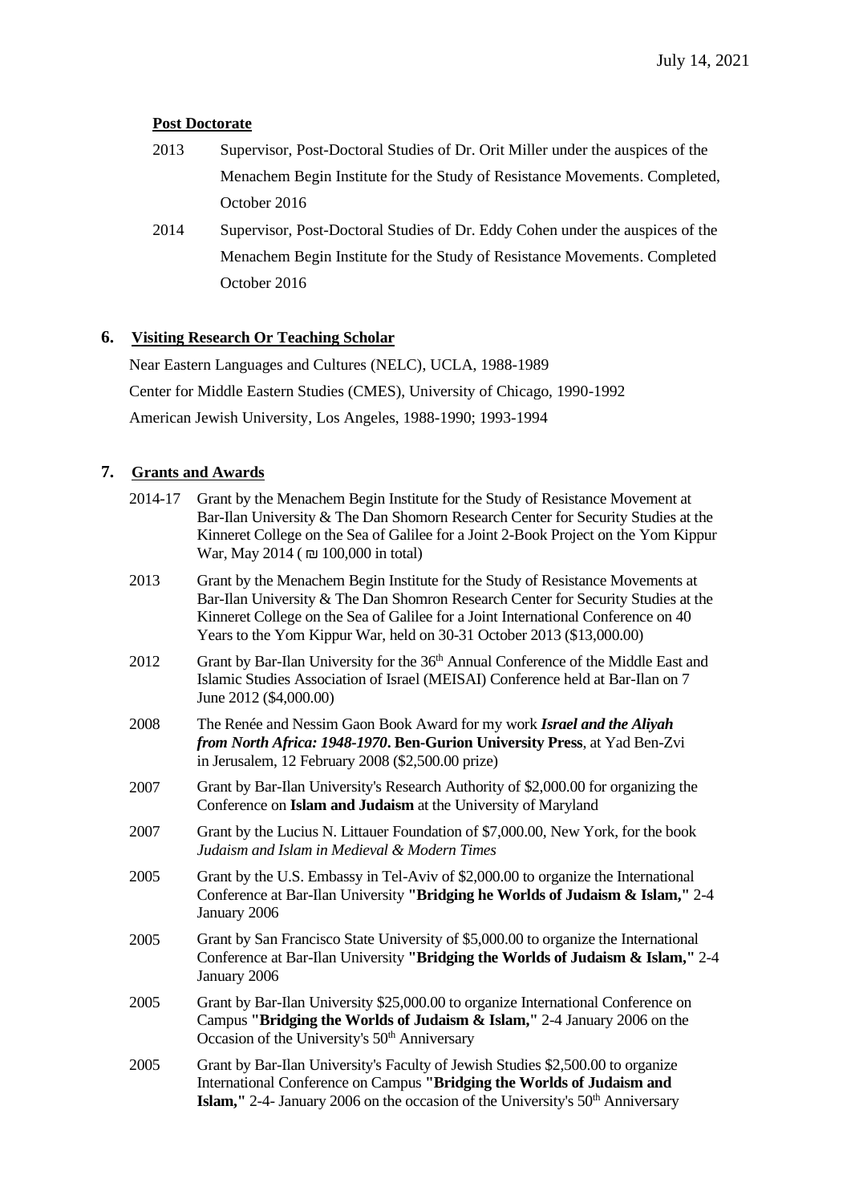**Post Doctorate**

2013 Supervisor, Post-Doctoral Studies of Dr. Orit Miller under the auspices of the Menachem Begin Institute for the Study of Resistance Movements. Completed, October 2016

2014 Supervisor, Post-Doctoral Studies of Dr. Eddy Cohen under the auspices of the Menachem Begin Institute for the Study of Resistance Movements. Completed October 2016

## 6. Visiting Research Or Teaching Scholar

Near Eastern Languages and Cultures (NELC), UCLA, 1988-1989

Center for Middle Eastern Studies (CMES), University of Chicago, 1990-1992

American Jewish University, Los Angeles, 1988-1990; 1993-1994

## 7. Grants and Awards

2014-17 Grant by the Menachem Begin Institute for the Study of Resistance Movement at Bar-Ilan University & The Dan Shomorn Research Center for Security Studies at the Kinneret College on the Sea of Galilee for a Joint 2-Book Project on the Yom Kippur War, May 2014 ( ₪ 100,000 in total)

2013 Grant by the Menachem Begin Institute for the Study of Resistance Movements at Bar-Ilan University & The Dan Shomron Research Center for Security Studies at the Kinneret College on the Sea of Galilee for a Joint International Conference on 40 Years to the Yom Kippur War, held on 30-31 October 2013 ($13,000.00)

2012 Grant by Bar-Ilan University for the 36th Annual Conference of the Middle East and Islamic Studies Association of Israel (MEISAI) Conference held at Bar-Ilan on 7 June 2012 ($4,000.00)

2008 The Renée and Nessim Gaon Book Award for my work ***Israel and the Aliyah from North Africa: 1948-1970*. Ben-Gurion University Press**, at Yad Ben-Zvi in Jerusalem, 12 February 2008 ($2,500.00 prize)

2007 Grant by Bar-Ilan University's Research Authority of $2,000.00 for organizing the Conference on **Islam and Judaism** at the University of Maryland

2007 Grant by the Lucius N. Littauer Foundation of $7,000.00, New York, for the book *Judaism and Islam in Medieval & Modern Times*

2005 Grant by the U.S. Embassy in Tel-Aviv of $2,000.00 to organize the International Conference at Bar-Ilan University **"Bridging he Worlds of Judaism & Islam,"** 2-4 January 2006

2005 Grant by San Francisco State University of $5,000.00 to organize the International Conference at Bar-Ilan University **"Bridging the Worlds of Judaism & Islam,"** 2-4 January 2006

2005 Grant by Bar-Ilan University $25,000.00 to organize International Conference on Campus **"Bridging the Worlds of Judaism & Islam,"** 2-4 January 2006 on the Occasion of the University's 50th Anniversary

2005 Grant by Bar-Ilan University's Faculty of Jewish Studies $2,500.00 to organize International Conference on Campus **"Bridging the Worlds of Judaism and Islam,"** 2-4- January 2006 on the occasion of the University's 50th Anniversary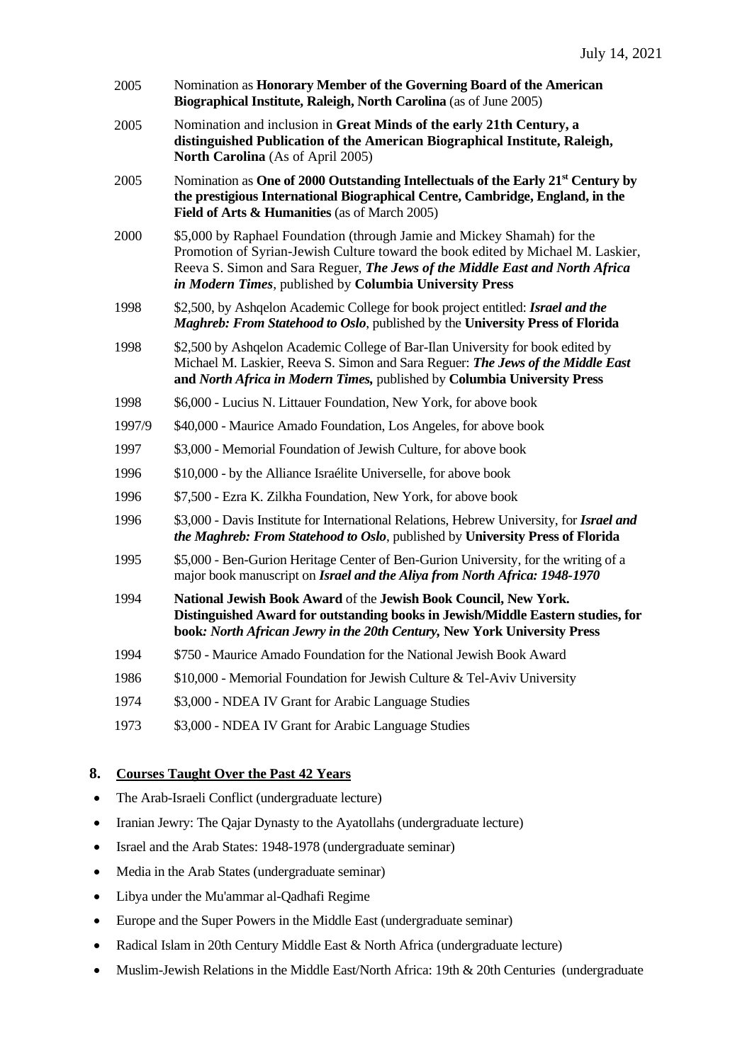| | |
|---|---|
| 2005 | Nomination as **Honorary Member of the Governing Board of the American Biographical Institute, Raleigh, North Carolina** (as of June 2005) |
| 2005 | Nomination and inclusion in **Great Minds of the early 21th Century, a distinguished Publication of the American Biographical Institute, Raleigh, North Carolina** (As of April 2005) |
| 2005 | Nomination as **One of 2000 Outstanding Intellectuals of the Early 21st Century by the prestigious International Biographical Centre, Cambridge, England, in the Field of Arts & Humanities** (as of March 2005) |
| 2000 | $5,000 by Raphael Foundation (through Jamie and Mickey Shamah) for the Promotion of Syrian-Jewish Culture toward the book edited by Michael M. Laskier, Reeva S. Simon and Sara Reguer, ***The Jews of the Middle East and North Africa in Modern Times***, published by **Columbia University Press** |
| 1998 | $2,500, by Ashqelon Academic College for book project entitled: ***Israel and the Maghreb: From Statehood to Oslo***, published by the **University Press of Florida** |
| 1998 | $2,500 by Ashqelon Academic College of Bar-Ilan University for book edited by Michael M. Laskier, Reeva S. Simon and Sara Reguer: ***The Jews of the Middle East* and *North Africa in Modern Times,*** published by **Columbia University Press** |
| 1998 | $6,000 - Lucius N. Littauer Foundation, New York, for above book |
| 1997/9 | $40,000 - Maurice Amado Foundation, Los Angeles, for above book |
| 1997 | $3,000 - Memorial Foundation of Jewish Culture, for above book |
| 1996 | $10,000 - by the Alliance Israélite Universelle, for above book |
| 1996 | $7,500 - Ezra K. Zilkha Foundation, New York, for above book |
| 1996 | $3,000 - Davis Institute for International Relations, Hebrew University, for ***Israel and the Maghreb: From Statehood to Oslo***, published by **University Press of Florida** |
| 1995 | $5,000 - Ben-Gurion Heritage Center of Ben-Gurion University, for the writing of a major book manuscript on ***Israel and the Aliya from North Africa: 1948-1970*** |
| 1994 | **National Jewish Book Award** of the **Jewish Book Council, New York. Distinguished Award for outstanding books in Jewish/Middle Eastern studies, for book*: North African Jewry in the 20th Century,* New York University Press** |
| 1994 | $750 - Maurice Amado Foundation for the National Jewish Book Award |
| 1986 | $10,000 - Memorial Foundation for Jewish Culture & Tel-Aviv University |
| 1974 | $3,000 - NDEA IV Grant for Arabic Language Studies |
| 1973 | $3,000 - NDEA IV Grant for Arabic Language Studies |

## 8. Courses Taught Over the Past 42 Years

- The Arab-Israeli Conflict (undergraduate lecture)
- Iranian Jewry: The Qajar Dynasty to the Ayatollahs (undergraduate lecture)
- Israel and the Arab States: 1948-1978 (undergraduate seminar)
- Media in the Arab States (undergraduate seminar)
- Libya under the Mu'ammar al-Qadhafi Regime
- Europe and the Super Powers in the Middle East (undergraduate seminar)
- Radical Islam in 20th Century Middle East & North Africa (undergraduate lecture)
- Muslim-Jewish Relations in the Middle East/North Africa: 19th & 20th Centuries (undergraduate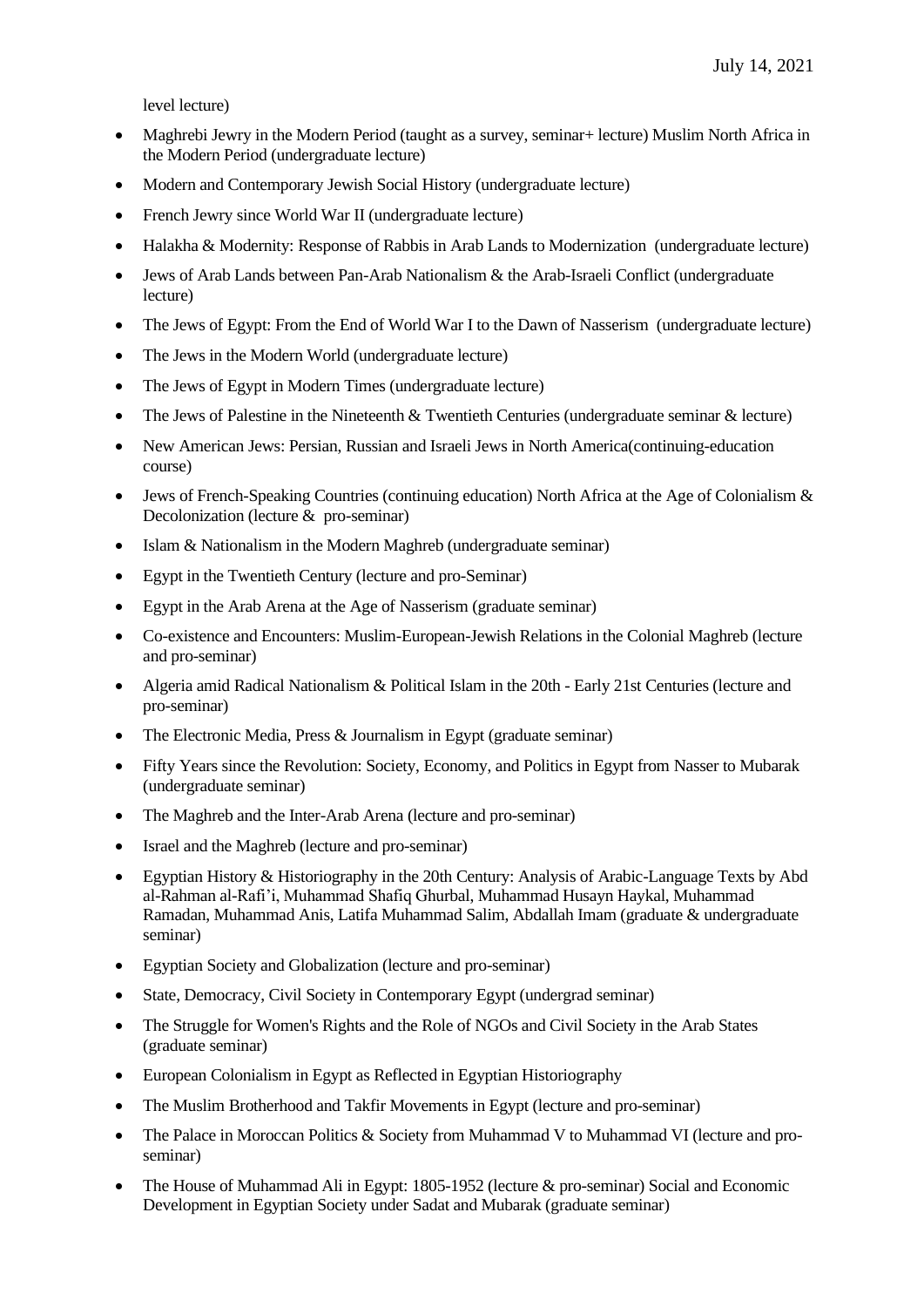level lecture)

- Maghrebi Jewry in the Modern Period (taught as a survey, seminar+ lecture) Muslim North Africa in the Modern Period (undergraduate lecture)
- Modern and Contemporary Jewish Social History (undergraduate lecture)
- French Jewry since World War II (undergraduate lecture)
- Halakha & Modernity: Response of Rabbis in Arab Lands to Modernization (undergraduate lecture)
- Jews of Arab Lands between Pan-Arab Nationalism & the Arab-Israeli Conflict (undergraduate lecture)
- The Jews of Egypt: From the End of World War I to the Dawn of Nasserism (undergraduate lecture)
- The Jews in the Modern World (undergraduate lecture)
- The Jews of Egypt in Modern Times (undergraduate lecture)
- The Jews of Palestine in the Nineteenth & Twentieth Centuries (undergraduate seminar & lecture)
- New American Jews: Persian, Russian and Israeli Jews in North America(continuing-education course)
- Jews of French-Speaking Countries (continuing education) North Africa at the Age of Colonialism & Decolonization (lecture & pro-seminar)
- Islam & Nationalism in the Modern Maghreb (undergraduate seminar)
- Egypt in the Twentieth Century (lecture and pro-Seminar)
- Egypt in the Arab Arena at the Age of Nasserism (graduate seminar)
- Co-existence and Encounters: Muslim-European-Jewish Relations in the Colonial Maghreb (lecture and pro-seminar)
- Algeria amid Radical Nationalism & Political Islam in the 20th - Early 21st Centuries (lecture and pro-seminar)
- The Electronic Media, Press & Journalism in Egypt (graduate seminar)
- Fifty Years since the Revolution: Society, Economy, and Politics in Egypt from Nasser to Mubarak (undergraduate seminar)
- The Maghreb and the Inter-Arab Arena (lecture and pro-seminar)
- Israel and the Maghreb (lecture and pro-seminar)
- Egyptian History & Historiography in the 20th Century: Analysis of Arabic-Language Texts by Abd al-Rahman al-Rafi'i, Muhammad Shafiq Ghurbal, Muhammad Husayn Haykal, Muhammad Ramadan, Muhammad Anis, Latifa Muhammad Salim, Abdallah Imam (graduate & undergraduate seminar)
- Egyptian Society and Globalization (lecture and pro-seminar)
- State, Democracy, Civil Society in Contemporary Egypt (undergrad seminar)
- The Struggle for Women's Rights and the Role of NGOs and Civil Society in the Arab States (graduate seminar)
- European Colonialism in Egypt as Reflected in Egyptian Historiography
- The Muslim Brotherhood and Takfir Movements in Egypt (lecture and pro-seminar)
- The Palace in Moroccan Politics & Society from Muhammad V to Muhammad VI (lecture and pro-seminar)
- The House of Muhammad Ali in Egypt: 1805-1952 (lecture & pro-seminar) Social and Economic Development in Egyptian Society under Sadat and Mubarak (graduate seminar)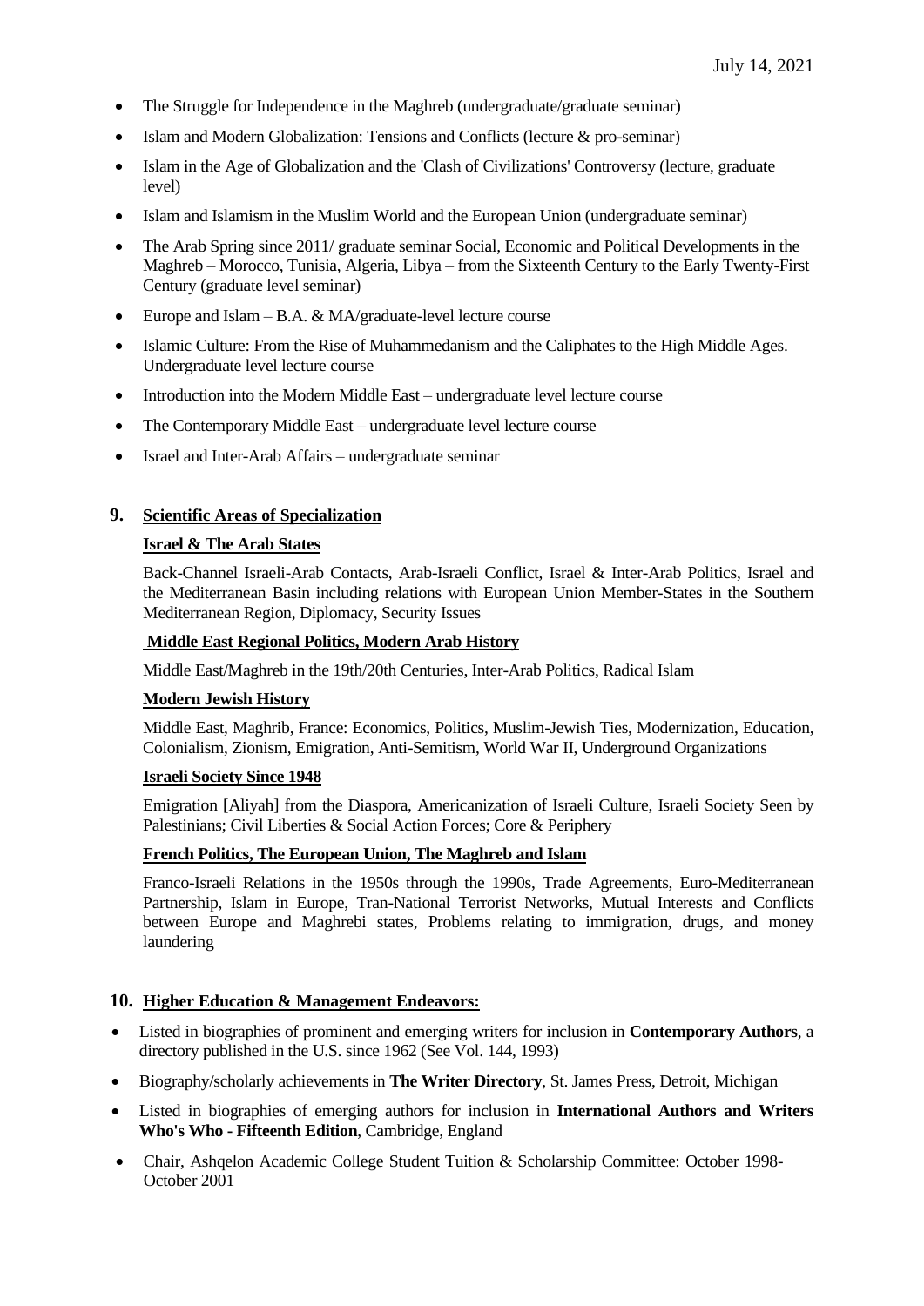- The Struggle for Independence in the Maghreb (undergraduate/graduate seminar)
- Islam and Modern Globalization: Tensions and Conflicts (lecture & pro-seminar)
- Islam in the Age of Globalization and the 'Clash of Civilizations' Controversy (lecture, graduate level)
- Islam and Islamism in the Muslim World and the European Union (undergraduate seminar)
- The Arab Spring since 2011/ graduate seminar Social, Economic and Political Developments in the Maghreb – Morocco, Tunisia, Algeria, Libya – from the Sixteenth Century to the Early Twenty-First Century (graduate level seminar)
- Europe and Islam – B.A. & MA/graduate-level lecture course
- Islamic Culture: From the Rise of Muhammedanism and the Caliphates to the High Middle Ages. Undergraduate level lecture course
- Introduction into the Modern Middle East – undergraduate level lecture course
- The Contemporary Middle East – undergraduate level lecture course
- Israel and Inter-Arab Affairs – undergraduate seminar

## 9. Scientific Areas of Specialization

### Israel & The Arab States

Back-Channel Israeli-Arab Contacts, Arab-Israeli Conflict, Israel & Inter-Arab Politics, Israel and the Mediterranean Basin including relations with European Union Member-States in the Southern Mediterranean Region, Diplomacy, Security Issues

### Middle East Regional Politics, Modern Arab History

Middle East/Maghreb in the 19th/20th Centuries, Inter-Arab Politics, Radical Islam

### Modern Jewish History

Middle East, Maghrib, France: Economics, Politics, Muslim-Jewish Ties, Modernization, Education, Colonialism, Zionism, Emigration, Anti-Semitism, World War II, Underground Organizations

### Israeli Society Since 1948

Emigration [Aliyah] from the Diaspora, Americanization of Israeli Culture, Israeli Society Seen by Palestinians; Civil Liberties & Social Action Forces; Core & Periphery

### French Politics, The European Union, The Maghreb and Islam

Franco-Israeli Relations in the 1950s through the 1990s, Trade Agreements, Euro-Mediterranean Partnership, Islam in Europe, Tran-National Terrorist Networks, Mutual Interests and Conflicts between Europe and Maghrebi states, Problems relating to immigration, drugs, and money laundering

## 10. Higher Education & Management Endeavors:

- Listed in biographies of prominent and emerging writers for inclusion in **Contemporary Authors**, a directory published in the U.S. since 1962 (See Vol. 144, 1993)
- Biography/scholarly achievements in **The Writer Directory**, St. James Press, Detroit, Michigan
- Listed in biographies of emerging authors for inclusion in **International Authors and Writers Who's Who - Fifteenth Edition**, Cambridge, England
- Chair, Ashqelon Academic College Student Tuition & Scholarship Committee: October 1998-October 2001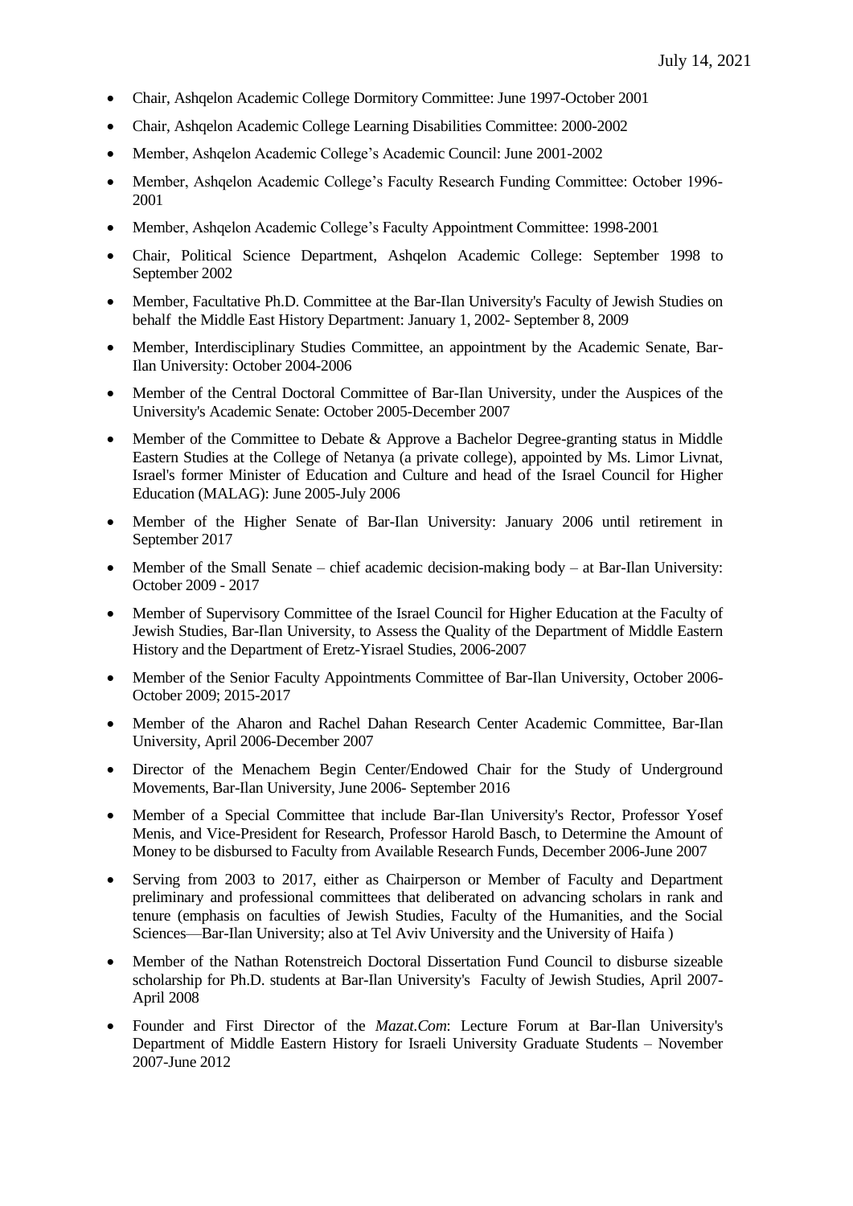- Chair, Ashqelon Academic College Dormitory Committee: June 1997-October 2001
- Chair, Ashqelon Academic College Learning Disabilities Committee: 2000-2002
- Member, Ashqelon Academic College's Academic Council: June 2001-2002
- Member, Ashqelon Academic College's Faculty Research Funding Committee: October 1996-2001
- Member, Ashqelon Academic College's Faculty Appointment Committee: 1998-2001
- Chair, Political Science Department, Ashqelon Academic College: September 1998 to September 2002
- Member, Facultative Ph.D. Committee at the Bar-Ilan University's Faculty of Jewish Studies on behalf the Middle East History Department: January 1, 2002- September 8, 2009
- Member, Interdisciplinary Studies Committee, an appointment by the Academic Senate, Bar-Ilan University: October 2004-2006
- Member of the Central Doctoral Committee of Bar-Ilan University, under the Auspices of the University's Academic Senate: October 2005-December 2007
- Member of the Committee to Debate & Approve a Bachelor Degree-granting status in Middle Eastern Studies at the College of Netanya (a private college), appointed by Ms. Limor Livnat, Israel's former Minister of Education and Culture and head of the Israel Council for Higher Education (MALAG): June 2005-July 2006
- Member of the Higher Senate of Bar-Ilan University: January 2006 until retirement in September 2017
- Member of the Small Senate – chief academic decision-making body – at Bar-Ilan University: October 2009 - 2017
- Member of Supervisory Committee of the Israel Council for Higher Education at the Faculty of Jewish Studies, Bar-Ilan University, to Assess the Quality of the Department of Middle Eastern History and the Department of Eretz-Yisrael Studies, 2006-2007
- Member of the Senior Faculty Appointments Committee of Bar-Ilan University, October 2006-October 2009; 2015-2017
- Member of the Aharon and Rachel Dahan Research Center Academic Committee, Bar-Ilan University, April 2006-December 2007
- Director of the Menachem Begin Center/Endowed Chair for the Study of Underground Movements, Bar-Ilan University, June 2006- September 2016
- Member of a Special Committee that include Bar-Ilan University's Rector, Professor Yosef Menis, and Vice-President for Research, Professor Harold Basch, to Determine the Amount of Money to be disbursed to Faculty from Available Research Funds, December 2006-June 2007
- Serving from 2003 to 2017, either as Chairperson or Member of Faculty and Department preliminary and professional committees that deliberated on advancing scholars in rank and tenure (emphasis on faculties of Jewish Studies, Faculty of the Humanities, and the Social Sciences—Bar-Ilan University; also at Tel Aviv University and the University of Haifa )
- Member of the Nathan Rotenstreich Doctoral Dissertation Fund Council to disburse sizeable scholarship for Ph.D. students at Bar-Ilan University's Faculty of Jewish Studies, April 2007-April 2008
- Founder and First Director of the *Mazat.Com*: Lecture Forum at Bar-Ilan University's Department of Middle Eastern History for Israeli University Graduate Students – November 2007-June 2012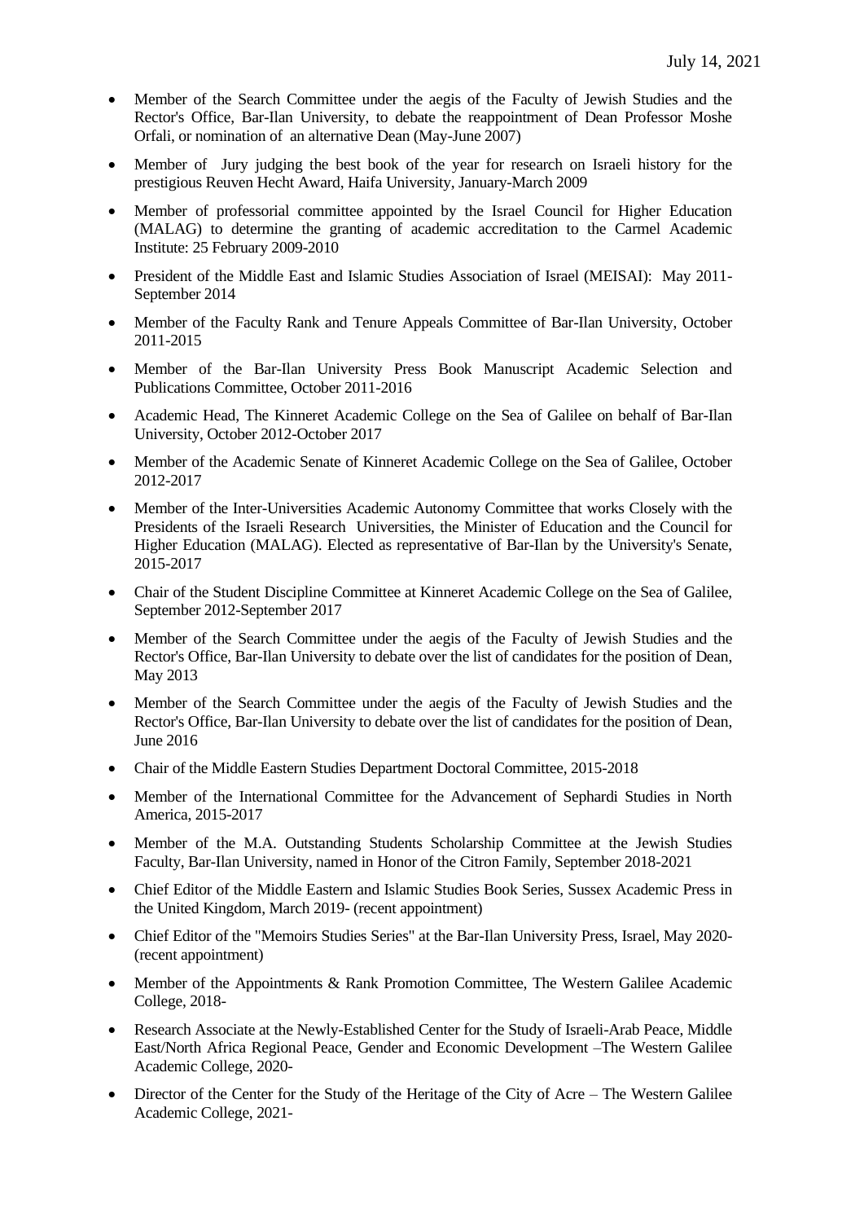- Member of the Search Committee under the aegis of the Faculty of Jewish Studies and the Rector's Office, Bar-Ilan University, to debate the reappointment of Dean Professor Moshe Orfali, or nomination of an alternative Dean (May-June 2007)
- Member of Jury judging the best book of the year for research on Israeli history for the prestigious Reuven Hecht Award, Haifa University, January-March 2009
- Member of professorial committee appointed by the Israel Council for Higher Education (MALAG) to determine the granting of academic accreditation to the Carmel Academic Institute: 25 February 2009-2010
- President of the Middle East and Islamic Studies Association of Israel (MEISAI): May 2011-September 2014
- Member of the Faculty Rank and Tenure Appeals Committee of Bar-Ilan University, October 2011-2015
- Member of the Bar-Ilan University Press Book Manuscript Academic Selection and Publications Committee, October 2011-2016
- Academic Head, The Kinneret Academic College on the Sea of Galilee on behalf of Bar-Ilan University, October 2012-October 2017
- Member of the Academic Senate of Kinneret Academic College on the Sea of Galilee, October 2012-2017
- Member of the Inter-Universities Academic Autonomy Committee that works Closely with the Presidents of the Israeli Research Universities, the Minister of Education and the Council for Higher Education (MALAG). Elected as representative of Bar-Ilan by the University's Senate, 2015-2017
- Chair of the Student Discipline Committee at Kinneret Academic College on the Sea of Galilee, September 2012-September 2017
- Member of the Search Committee under the aegis of the Faculty of Jewish Studies and the Rector's Office, Bar-Ilan University to debate over the list of candidates for the position of Dean, May 2013
- Member of the Search Committee under the aegis of the Faculty of Jewish Studies and the Rector's Office, Bar-Ilan University to debate over the list of candidates for the position of Dean, June 2016
- Chair of the Middle Eastern Studies Department Doctoral Committee, 2015-2018
- Member of the International Committee for the Advancement of Sephardi Studies in North America, 2015-2017
- Member of the M.A. Outstanding Students Scholarship Committee at the Jewish Studies Faculty, Bar-Ilan University, named in Honor of the Citron Family, September 2018-2021
- Chief Editor of the Middle Eastern and Islamic Studies Book Series, Sussex Academic Press in the United Kingdom, March 2019- (recent appointment)
- Chief Editor of the "Memoirs Studies Series" at the Bar-Ilan University Press, Israel, May 2020- (recent appointment)
- Member of the Appointments & Rank Promotion Committee, The Western Galilee Academic College, 2018-
- Research Associate at the Newly-Established Center for the Study of Israeli-Arab Peace, Middle East/North Africa Regional Peace, Gender and Economic Development –The Western Galilee Academic College, 2020-
- Director of the Center for the Study of the Heritage of the City of Acre – The Western Galilee Academic College, 2021-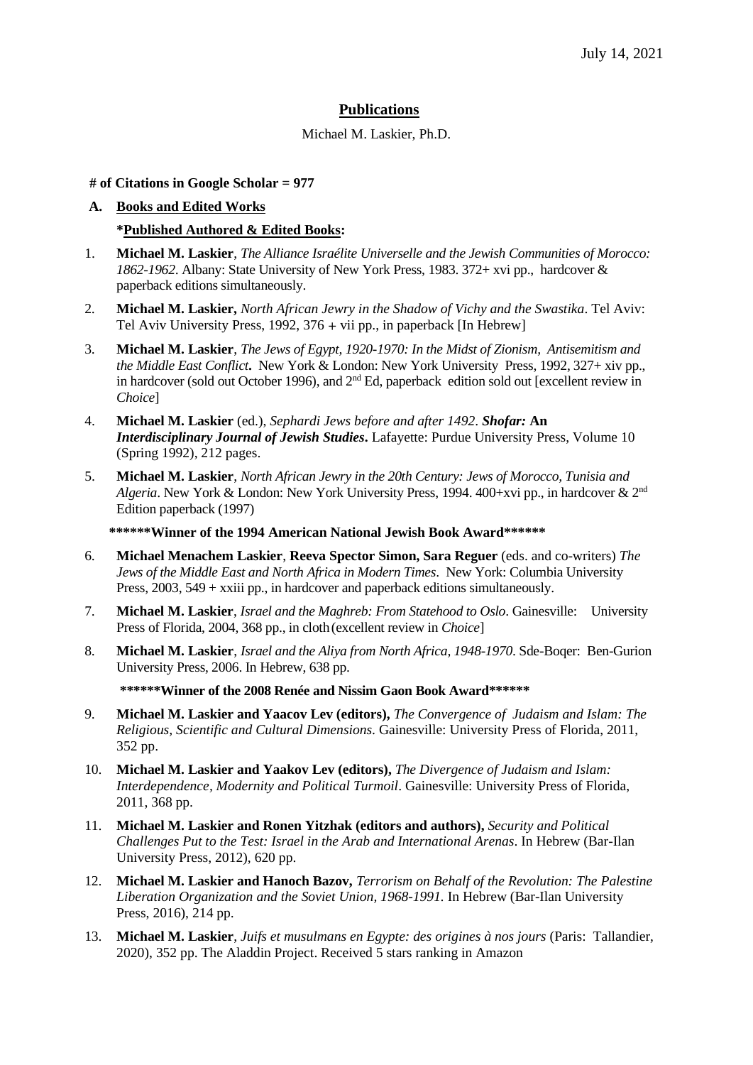July 14, 2021

# Publications

Michael M. Laskier, Ph.D.

**# of Citations in Google Scholar = 977**

## A. Books and Edited Works

**\*Published Authored & Edited Books:**

1. **Michael M. Laskier**, *The Alliance Israélite Universelle and the Jewish Communities of Morocco: 1862-1962*. Albany: State University of New York Press, 1983. 372+ xvi pp., hardcover & paperback editions simultaneously.

2. **Michael M. Laskier,** *North African Jewry in the Shadow of Vichy and the Swastika*. Tel Aviv: Tel Aviv University Press, 1992, 376 + vii pp., in paperback [In Hebrew]

3. **Michael M. Laskier**, *The Jews of Egypt, 1920-1970: In the Midst of Zionism, Antisemitism and the Middle East Conflict***.** New York & London: New York University Press, 1992, 327+ xiv pp., in hardcover (sold out October 1996), and 2nd Ed, paperback edition sold out [excellent review in *Choice*]

4. **Michael M. Laskier** (ed.), *Sephardi Jews before and after 1492*. ***Shofar:* An *Interdisciplinary Journal of Jewish Studies*.** Lafayette: Purdue University Press, Volume 10 (Spring 1992), 212 pages.

5. **Michael M. Laskier**, *North African Jewry in the 20th Century: Jews of Morocco, Tunisia and Algeria*. New York & London: New York University Press, 1994. 400+xvi pp., in hardcover & 2nd Edition paperback (1997)

   **\*\*\*\*\*\*Winner of the 1994 American National Jewish Book Award\*\*\*\*\*\***

6. **Michael Menachem Laskier**, **Reeva Spector Simon, Sara Reguer** (eds. and co-writers) *The Jews of the Middle East and North Africa in Modern Times*. New York: Columbia University Press, 2003, 549 + xxiii pp., in hardcover and paperback editions simultaneously.

7. **Michael M. Laskier**, *Israel and the Maghreb: From Statehood to Oslo*. Gainesville: University Press of Florida, 2004, 368 pp., in cloth (excellent review in *Choice*]

8. **Michael M. Laskier**, *Israel and the Aliya from North Africa, 1948-1970*. Sde-Boqer: Ben-Gurion University Press, 2006. In Hebrew, 638 pp.

   **\*\*\*\*\*\*Winner of the 2008 Renée and Nissim Gaon Book Award\*\*\*\*\*\***

9. **Michael M. Laskier and Yaacov Lev (editors),** *The Convergence of Judaism and Islam: The Religious, Scientific and Cultural Dimensions*. Gainesville: University Press of Florida, 2011, 352 pp.

10. **Michael M. Laskier and Yaakov Lev (editors),** *The Divergence of Judaism and Islam: Interdependence, Modernity and Political Turmoil*. Gainesville: University Press of Florida, 2011, 368 pp.

11. **Michael M. Laskier and Ronen Yitzhak (editors and authors),** *Security and Political Challenges Put to the Test: Israel in the Arab and International Arenas*. In Hebrew (Bar-Ilan University Press, 2012), 620 pp.

12. **Michael M. Laskier and Hanoch Bazov,** *Terrorism on Behalf of the Revolution: The Palestine Liberation Organization and the Soviet Union, 1968-1991.* In Hebrew (Bar-Ilan University Press, 2016), 214 pp.

13. **Michael M. Laskier**, *Juifs et musulmans en Egypte: des origines à nos jours* (Paris: Tallandier, 2020), 352 pp. The Aladdin Project. Received 5 stars ranking in Amazon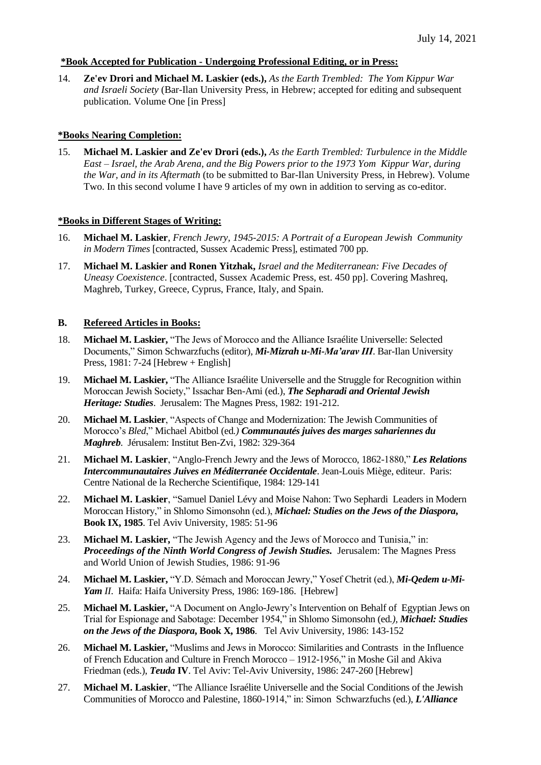July 14, 2021

**\*Book Accepted for Publication - Undergoing Professional Editing, or in Press:**

14. **Ze'ev Drori and Michael M. Laskier (eds.),** *As the Earth Trembled: The Yom Kippur War and Israeli Society* (Bar-Ilan University Press, in Hebrew; accepted for editing and subsequent publication. Volume One [in Press]

**\*Books Nearing Completion:**

15. **Michael M. Laskier and Ze'ev Drori (eds.),** *As the Earth Trembled: Turbulence in the Middle East – Israel, the Arab Arena, and the Big Powers prior to the 1973 Yom Kippur War, during the War, and in its Aftermath* (to be submitted to Bar-Ilan University Press, in Hebrew). Volume Two. In this second volume I have 9 articles of my own in addition to serving as co-editor.

**\*Books in Different Stages of Writing:**

16. **Michael M. Laskier**, *French Jewry, 1945-2015: A Portrait of a European Jewish Community in Modern Times* [contracted, Sussex Academic Press], estimated 700 pp.

17. **Michael M. Laskier and Ronen Yitzhak,** *Israel and the Mediterranean: Five Decades of Uneasy Coexistence*. [contracted, Sussex Academic Press, est. 450 pp]. Covering Mashreq, Maghreb, Turkey, Greece, Cyprus, France, Italy, and Spain.

**B. Refereed Articles in Books:**

18. **Michael M. Laskier,** "The Jews of Morocco and the Alliance Israélite Universelle: Selected Documents," Simon Schwarzfuchs (editor), ***Mi-Mizrah u-Mi-Ma'arav III***. Bar-Ilan University Press, 1981: 7-24 [Hebrew + English]

19. **Michael M. Laskier,** "The Alliance Israélite Universelle and the Struggle for Recognition within Moroccan Jewish Society," Issachar Ben-Ami (ed.), ***The Sepharadi and Oriental Jewish Heritage: Studies***. Jerusalem: The Magnes Press, 1982: 191-212.

20. **Michael M. Laskier**, "Aspects of Change and Modernization: The Jewish Communities of Morocco's *Bled*," Michael Abitbol (ed*.)* ***Communautés juives des marges sahariennes du Maghreb***. Jérusalem: Institut Ben-Zvi, 1982: 329-364

21. **Michael M. Laskier**, "Anglo-French Jewry and the Jews of Morocco, 1862-1880," ***Les Relations Intercommunautaires Juives en Méditerranée Occidentale***. Jean-Louis Miège, editeur. Paris: Centre National de la Recherche Scientifique, 1984: 129-141

22. **Michael M. Laskier**, "Samuel Daniel Lévy and Moise Nahon: Two Sephardi Leaders in Modern Moroccan History," in Shlomo Simonsohn (ed.), ***Michael: Studies on the Jews of the Diaspora*, Book IX, 1985**. Tel Aviv University, 1985: 51-96

23. **Michael M. Laskier,** "The Jewish Agency and the Jews of Morocco and Tunisia," in: ***Proceedings of the Ninth World Congress of Jewish Studies.*** Jerusalem: The Magnes Press and World Union of Jewish Studies, 1986: 91-96

24. **Michael M. Laskier,** "Y.D. Sémach and Moroccan Jewry," Yosef Chetrit (ed.), ***Mi-Qedem u-Mi-Yam** II*. Haifa: Haifa University Press, 1986: 169-186. [Hebrew]

25. **Michael M. Laskier,** "A Document on Anglo-Jewry's Intervention on Behalf of Egyptian Jews on Trial for Espionage and Sabotage: December 1954," in Shlomo Simonsohn (ed*.), **Michael: Studies on the Jews of the Diaspora***, **Book X, 1986**. Tel Aviv University, 1986: 143-152

26. **Michael M. Laskier,** "Muslims and Jews in Morocco: Similarities and Contrasts in the Influence of French Education and Culture in French Morocco – 1912-1956," in Moshe Gil and Akiva Friedman (eds.), ***Teuda* IV**. Tel Aviv: Tel-Aviv University, 1986: 247-260 [Hebrew]

27. **Michael M. Laskier**, "The Alliance Israélite Universelle and the Social Conditions of the Jewish Communities of Morocco and Palestine, 1860-1914," in: Simon Schwarzfuchs (ed.), ***L'Alliance***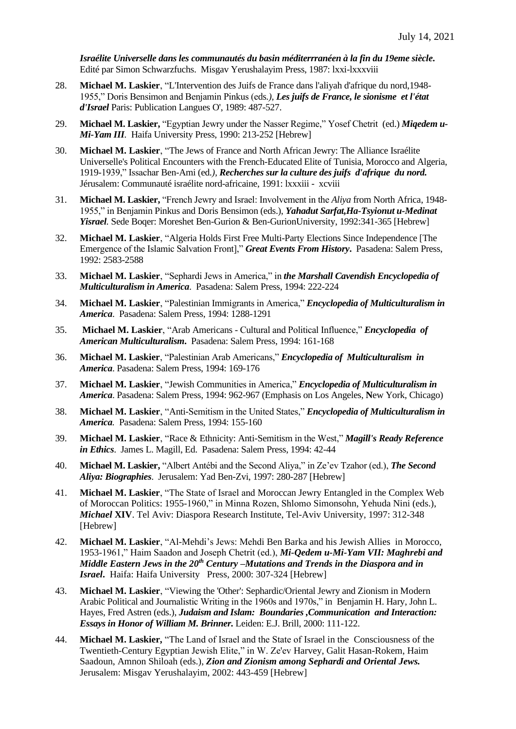*__Israélite Universelle dans les communautés du basin méditerrranéen à la fin du 19eme siècle.__* Edité par Simon Schwarzfuchs. Misgav Yerushalayim Press, 1987: lxxi-lxxxviii

28. **Michael M. Laskier**, "L'Intervention des Juifs de France dans l'aliyah d'afrique du nord,1948-1955," Doris Bensimon and Benjamin Pinkus (eds.), *__Les juifs de France, le sionisme et l'état d'Israel__* Paris: Publication Langues O', 1989: 487-527.

29. **Michael M. Laskier,** "Egyptian Jewry under the Nasser Regime," Yosef Chetrit (ed.) *__Miqedem u-Mi-Yam III__*. Haifa University Press, 1990: 213-252 [Hebrew]

30. **Michael M. Laskier**, "The Jews of France and North African Jewry: The Alliance Israélite Universelle's Political Encounters with the French-Educated Elite of Tunisia, Morocco and Algeria, 1919-1939," Issachar Ben-Ami (ed.), *__Recherches sur la culture des juifs d'afrique du nord.__* Jérusalem: Communauté israélite nord-africaine, 1991: lxxxiii - xcviii

31. **Michael M. Laskier,** "French Jewry and Israel: Involvement in the *Aliya* from North Africa, 1948-1955," in Benjamin Pinkus and Doris Bensimon (eds.), *__Yahadut Sarfat,Ha-Tsyionut u-Medinat Yisrael__*. Sede Boqer: Moreshet Ben-Gurion & Ben-GurionUniversity, 1992:341-365 [Hebrew]

32. **Michael M. Laskier**, "Algeria Holds First Free Multi-Party Elections Since Independence [The Emergence of the Islamic Salvation Front]," *__Great Events From History.__* Pasadena: Salem Press, 1992: 2583-2588

33. **Michael M. Laskier**, "Sephardi Jews in America," in *__the Marshall Cavendish Encyclopedia of Multiculturalism in America__*. Pasadena: Salem Press, 1994: 222-224

34. **Michael M. Laskier**, "Palestinian Immigrants in America," *__Encyclopedia of Multiculturalism in America__*. Pasadena: Salem Press, 1994: 1288-1291

35. **Michael M. Laskier**, "Arab Americans - Cultural and Political Influence," *__Encyclopedia of American Multiculturalism.__* Pasadena: Salem Press, 1994: 161-168

36. **Michael M. Laskier**, "Palestinian Arab Americans," *__Encyclopedia of Multiculturalism in America__*. Pasadena: Salem Press, 1994: 169-176

37. **Michael M. Laskier**, "Jewish Communities in America," *__Encyclopedia of Multiculturalism in America__*. Pasadena: Salem Press, 1994: 962-967 (Emphasis on Los Angeles, **N**ew York, Chicago)

38. **Michael M. Laskier**, "Anti-Semitism in the United States," *__Encyclopedia of Multiculturalism in America.__* Pasadena: Salem Press, 1994: 155-160

39. **Michael M. Laskier**, "Race & Ethnicity: Anti-Semitism in the West," *__Magill's Ready Reference in Ethics__*. James L. Magill, Ed. Pasadena: Salem Press, 1994: 42-44

40. **Michael M. Laskier,** "Albert Antébi and the Second Aliya," in Ze'ev Tzahor (ed.), *__The Second Aliya: Biographies__*. Jerusalem: Yad Ben-Zvi, 1997: 280-287 [Hebrew]

41. **Michael M. Laskier**, "The State of Israel and Moroccan Jewry Entangled in the Complex Web of Moroccan Politics: 1955-1960," in Minna Rozen, Shlomo Simonsohn, Yehuda Nini (eds.), *__Michael__* **XIV**. Tel Aviv: Diaspora Research Institute, Tel-Aviv University, 1997: 312-348 [Hebrew]

42. **Michael M. Laskier**, "Al-Mehdi's Jews: Mehdi Ben Barka and his Jewish Allies in Morocco, 1953-1961," Haim Saadon and Joseph Chetrit (ed.), *__Mi-Qedem u-Mi-Yam VII: Maghrebi and Middle Eastern Jews in the 20th Century –Mutations and Trends in the Diaspora and in Israel.__* Haifa: Haifa University Press, 2000: 307-324 [Hebrew]

43. **Michael M. Laskier**, "Viewing the 'Other': Sephardic/Oriental Jewry and Zionism in Modern Arabic Political and Journalistic Writing in the 1960s and 1970s," in Benjamin H. Hary, John L. Hayes, Fred Astren (eds.), *__Judaism and Islam: Boundaries ,Communication and Interaction: Essays in Honor of William M. Brinner.__* Leiden: E.J. Brill, 2000: 111-122.

44. **Michael M. Laskier,** "The Land of Israel and the State of Israel in the Consciousness of the Twentieth-Century Egyptian Jewish Elite," in W. Ze'ev Harvey, Galit Hasan-Rokem, Haim Saadoun, Amnon Shiloah (eds.), *__Zion and Zionism among Sephardi and Oriental Jews.__* Jerusalem: Misgav Yerushalayim, 2002: 443-459 [Hebrew]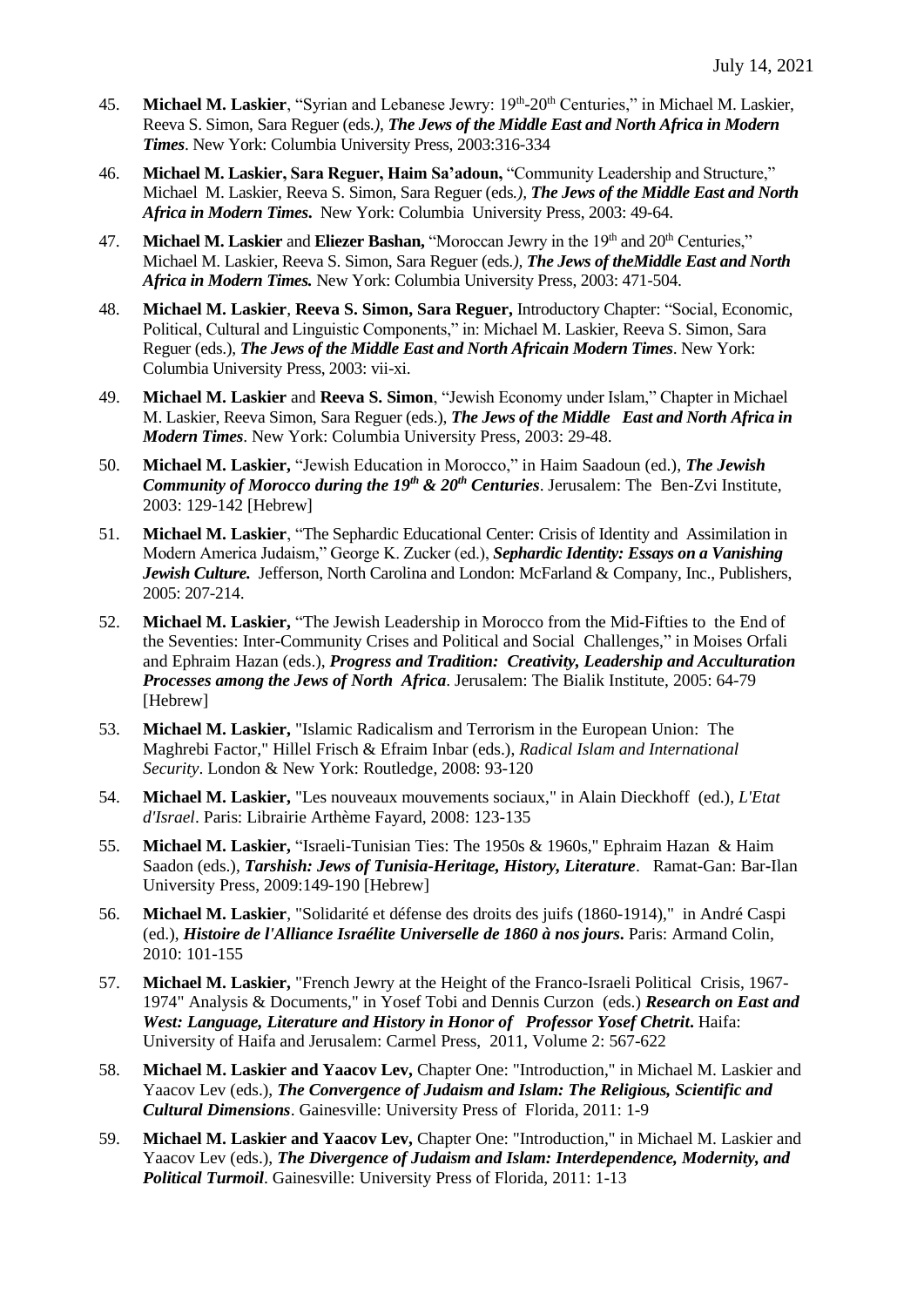45. **Michael M. Laskier**, "Syrian and Lebanese Jewry: 19th-20th Centuries," in Michael M. Laskier, Reeva S. Simon, Sara Reguer (eds*.), **The Jews of the Middle East and North Africa in Modern Times***. New York: Columbia University Press, 2003:316-334

46. **Michael M. Laskier, Sara Reguer, Haim Sa'adoun,** "Community Leadership and Structure," Michael M. Laskier, Reeva S. Simon, Sara Reguer (eds*.), **The Jews of the Middle East and North Africa in Modern Times***. New York: Columbia University Press, 2003: 49-64.

47. **Michael M. Laskier** and **Eliezer Bashan,** "Moroccan Jewry in the 19th and 20th Centuries," Michael M. Laskier, Reeva S. Simon, Sara Reguer (eds*.), **The Jews of theMiddle East and North Africa in Modern Times.*** New York: Columbia University Press, 2003: 471-504.

48. **Michael M. Laskier**, **Reeva S. Simon, Sara Reguer,** Introductory Chapter: "Social, Economic, Political, Cultural and Linguistic Components," in: Michael M. Laskier, Reeva S. Simon, Sara Reguer (eds.), ***The Jews of the Middle East and North Africain Modern Times***. New York: Columbia University Press, 2003: vii-xi.

49. **Michael M. Laskier** and **Reeva S. Simon**, "Jewish Economy under Islam," Chapter in Michael M. Laskier, Reeva Simon, Sara Reguer (eds.), ***The Jews of the Middle East and North Africa in Modern Times***. New York: Columbia University Press, 2003: 29-48.

50. **Michael M. Laskier,** "Jewish Education in Morocco," in Haim Saadoun (ed.), ***The Jewish Community of Morocco during the 19th & 20th Centuries***. Jerusalem: The Ben-Zvi Institute, 2003: 129-142 [Hebrew]

51. **Michael M. Laskier**, "The Sephardic Educational Center: Crisis of Identity and Assimilation in Modern America Judaism," George K. Zucker (ed.), ***Sephardic Identity: Essays on a Vanishing Jewish Culture.*** Jefferson, North Carolina and London: McFarland & Company, Inc., Publishers, 2005: 207-214.

52. **Michael M. Laskier,** "The Jewish Leadership in Morocco from the Mid-Fifties to the End of the Seventies: Inter-Community Crises and Political and Social Challenges," in Moises Orfali and Ephraim Hazan (eds.), ***Progress and Tradition: Creativity, Leadership and Acculturation Processes among the Jews of North Africa***. Jerusalem: The Bialik Institute, 2005: 64-79 [Hebrew]

53. **Michael M. Laskier,** "Islamic Radicalism and Terrorism in the European Union: The Maghrebi Factor," Hillel Frisch & Efraim Inbar (eds.), *Radical Islam and International Security*. London & New York: Routledge, 2008: 93-120

54. **Michael M. Laskier,** "Les nouveaux mouvements sociaux," in Alain Dieckhoff (ed.), *L'Etat d'Israel*. Paris: Librairie Arthème Fayard, 2008: 123-135

55. **Michael M. Laskier,** "Israeli-Tunisian Ties: The 1950s & 1960s," Ephraim Hazan & Haim Saadon (eds.), ***Tarshish: Jews of Tunisia-Heritage, History, Literature***. Ramat-Gan: Bar-Ilan University Press, 2009:149-190 [Hebrew]

56. **Michael M. Laskier**, "Solidarité et défense des droits des juifs (1860-1914)," in André Caspi (ed.), ***Histoire de l'Alliance Israélite Universelle de 1860 à nos jours.*** Paris: Armand Colin, 2010: 101-155

57. **Michael M. Laskier,** "French Jewry at the Height of the Franco-Israeli Political Crisis, 1967-1974" Analysis & Documents," in Yosef Tobi and Dennis Curzon (eds.) ***Research on East and West: Language, Literature and History in Honor of Professor Yosef Chetrit***. Haifa: University of Haifa and Jerusalem: Carmel Press, 2011, Volume 2: 567-622

58. **Michael M. Laskier and Yaacov Lev,** Chapter One: "Introduction," in Michael M. Laskier and Yaacov Lev (eds.), ***The Convergence of Judaism and Islam: The Religious, Scientific and Cultural Dimensions***. Gainesville: University Press of Florida, 2011: 1-9

59. **Michael M. Laskier and Yaacov Lev,** Chapter One: "Introduction," in Michael M. Laskier and Yaacov Lev (eds.), ***The Divergence of Judaism and Islam: Interdependence, Modernity, and Political Turmoil***. Gainesville: University Press of Florida, 2011: 1-13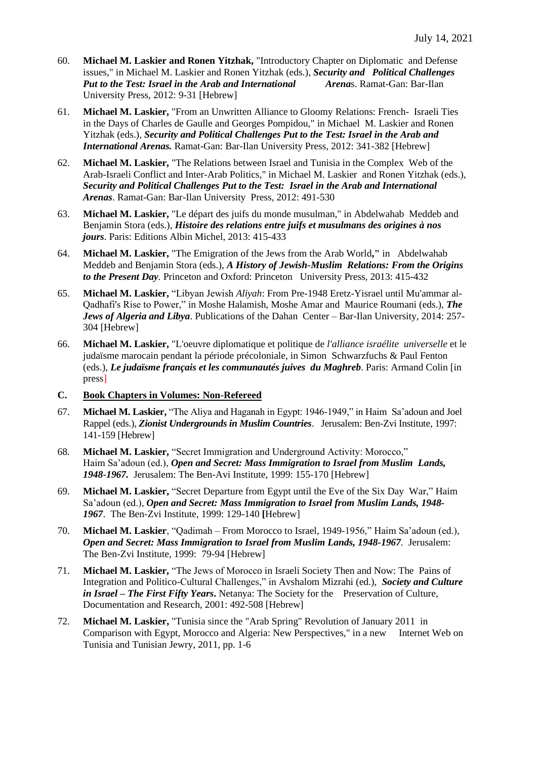60. **Michael M. Laskier and Ronen Yitzhak,** "Introductory Chapter on Diplomatic and Defense issues," in Michael M. Laskier and Ronen Yitzhak (eds.), ***Security and Political Challenges Put to the Test: Israel in the Arab and International Arena*s**. Ramat-Gan: Bar-Ilan University Press, 2012: 9-31 [Hebrew]

61. **Michael M. Laskier,** "From an Unwritten Alliance to Gloomy Relations: French- Israeli Ties in the Days of Charles de Gaulle and Georges Pompidou," in Michael M. Laskier and Ronen Yitzhak (eds.), ***Security and Political Challenges Put to the Test: Israel in the Arab and International Arenas.*** Ramat-Gan: Bar-Ilan University Press, 2012: 341-382 [Hebrew]

62. **Michael M. Laskier,** "The Relations between Israel and Tunisia in the Complex Web of the Arab-Israeli Conflict and Inter-Arab Politics," in Michael M. Laskier and Ronen Yitzhak (eds.), ***Security and Political Challenges Put to the Test: Israel in the Arab and International Arenas***. Ramat-Gan: Bar-Ilan University Press, 2012: 491-530

63. **Michael M. Laskier,** "Le départ des juifs du monde musulman," in Abdelwahab Meddeb and Benjamin Stora (eds.), ***Histoire des relations entre juifs et musulmans des origines à nos jours***. Paris: Editions Albin Michel, 2013: 415-433

64. **Michael M. Laskier,** "The Emigration of the Jews from the Arab World**,"** in Abdelwahab Meddeb and Benjamin Stora (eds.), ***A History of Jewish-Muslim Relations: From the Origins to the Present Day.*** Princeton and Oxford: Princeton University Press, 2013: 415-432

65. **Michael M. Laskier,** "Libyan Jewish *Aliyah*: From Pre-1948 Eretz-Yisrael until Mu'ammar al-Qadhafi's Rise to Power," in Moshe Halamish, Moshe Amar and Maurice Roumani (eds.), ***The Jews of Algeria and Libya***. Publications of the Dahan Center – Bar-Ilan University, 2014: 257-304 [Hebrew]

66. **Michael M. Laskier,** "L'oeuvre diplomatique et politique de *l'alliance israélite universelle* et le judaïsme marocain pendant la période précoloniale, in Simon Schwarzfuchs & Paul Fenton (eds.), ***Le judaïsme français et les communautés juives du Maghreb***. Paris: Armand Colin [in press]

**C. Book Chapters in Volumes: Non-Refereed**

67. **Michael M. Laskier,** "The Aliya and Haganah in Egypt: 1946-1949," in Haim Sa'adoun and Joel Rappel (eds.), ***Zionist Undergrounds in Muslim Countries***. Jerusalem: Ben-Zvi Institute, 1997: 141-159 [Hebrew]

68. **Michael M. Laskier,** "Secret Immigration and Underground Activity: Morocco," Haim Sa'adoun (ed.), ***Open and Secret: Mass Immigration to Israel from Muslim Lands, 1948-1967.*** Jerusalem: The Ben-Avi Institute, 1999: 155-170 [Hebrew]

69. **Michael M. Laskier,** "Secret Departure from Egypt until the Eve of the Six Day War," Haim Sa'adoun (ed.), ***Open and Secret: Mass Immigration to Israel from Muslim Lands, 1948-1967***. The Ben-Zvi Institute, 1999: 129-140 **[**Hebrew]

70. **Michael M. Laskier**, "Qadimah – From Morocco to Israel, 1949-1956," Haim Sa'adoun (ed.), ***Open and Secret: Mass Immigration to Israel from Muslim Lands, 1948-1967***. Jerusalem: The Ben-Zvi Institute, 1999: 79-94 [Hebrew]

71. **Michael M. Laskier,** "The Jews of Morocco in Israeli Society Then and Now: The Pains of Integration and Politico-Cultural Challenges," in Avshalom Mizrahi (ed.), ***Society and Culture in Israel – The First Fifty Years***. Netanya: The Society for the Preservation of Culture, Documentation and Research, 2001: 492-508 [Hebrew]

72. **Michael M. Laskier,** "Tunisia since the "Arab Spring" Revolution of January 2011 in Comparison with Egypt, Morocco and Algeria: New Perspectives," in a new Internet Web on Tunisia and Tunisian Jewry, 2011, pp. 1-6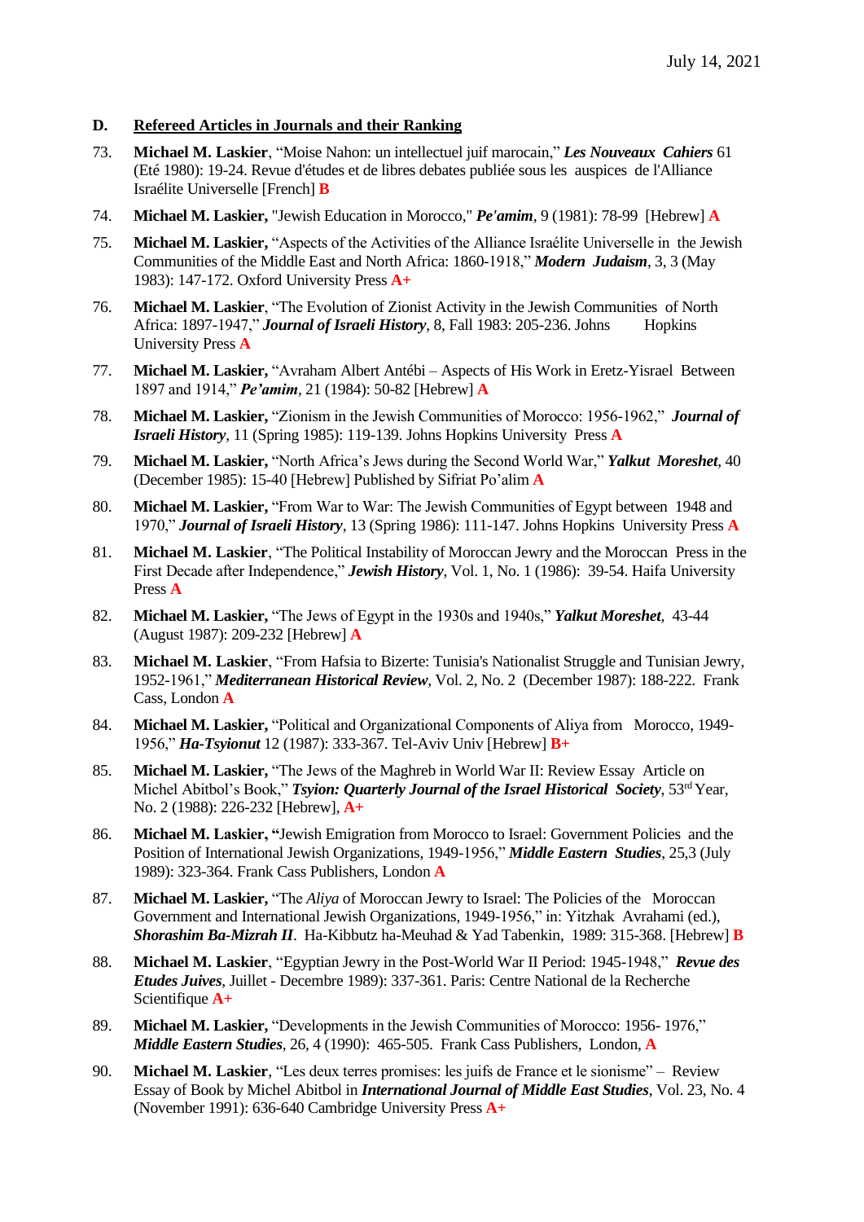July 14, 2021

## D. Refereed Articles in Journals and their Ranking

73. **Michael M. Laskier**, "Moise Nahon: un intellectuel juif marocain," ***Les Nouveaux Cahiers*** 61 (Eté 1980): 19-24. Revue d'études et de libres debates publiée sous les auspices de l'Alliance Israélite Universelle [French] **B**

74. **Michael M. Laskier,** "Jewish Education in Morocco," ***Pe'amim***, 9 (1981): 78-99 [Hebrew] **A**

75. **Michael M. Laskier,** "Aspects of the Activities of the Alliance Israélite Universelle in the Jewish Communities of the Middle East and North Africa: 1860-1918," ***Modern Judaism***, 3, 3 (May 1983): 147-172. Oxford University Press **A+**

76. **Michael M. Laskier**, "The Evolution of Zionist Activity in the Jewish Communities of North Africa: 1897-1947," ***Journal of Israeli History***, 8, Fall 1983: 205-236. Johns Hopkins University Press **A**

77. **Michael M. Laskier,** "Avraham Albert Antébi – Aspects of His Work in Eretz-Yisrael Between 1897 and 1914," ***Pe'amim***, 21 (1984): 50-82 [Hebrew] **A**

78. **Michael M. Laskier,** "Zionism in the Jewish Communities of Morocco: 1956-1962," ***Journal of Israeli History***, 11 (Spring 1985): 119-139. Johns Hopkins University Press **A**

79. **Michael M. Laskier,** "North Africa's Jews during the Second World War," ***Yalkut Moreshet***, 40 (December 1985): 15-40 [Hebrew] Published by Sifriat Po'alim **A**

80. **Michael M. Laskier,** "From War to War: The Jewish Communities of Egypt between 1948 and 1970," ***Journal of Israeli History***, 13 (Spring 1986): 111-147. Johns Hopkins University Press **A**

81. **Michael M. Laskier**, "The Political Instability of Moroccan Jewry and the Moroccan Press in the First Decade after Independence," ***Jewish History***, Vol. 1, No. 1 (1986): 39-54. Haifa University Press **A**

82. **Michael M. Laskier,** "The Jews of Egypt in the 1930s and 1940s," ***Yalkut Moreshet,*** 43-44 (August 1987): 209-232 [Hebrew] **A**

83. **Michael M. Laskier**, "From Hafsia to Bizerte: Tunisia's Nationalist Struggle and Tunisian Jewry, 1952-1961," ***Mediterranean Historical Review***, Vol. 2, No. 2 (December 1987): 188-222. Frank Cass, London **A**

84. **Michael M. Laskier,** "Political and Organizational Components of Aliya from Morocco, 1949-1956," ***Ha-Tsyionut*** 12 (1987): 333-367. Tel-Aviv Univ [Hebrew] **B+**

85. **Michael M. Laskier,** "The Jews of the Maghreb in World War II: Review Essay Article on Michel Abitbol's Book," ***Tsyion: Quarterly Journal of the Israel Historical Society***, 53rd Year, No. 2 (1988): 226-232 [Hebrew], **A+**

86. **Michael M. Laskier, "**Jewish Emigration from Morocco to Israel: Government Policies and the Position of International Jewish Organizations, 1949-1956," ***Middle Eastern Studies***, 25,3 (July 1989): 323-364. Frank Cass Publishers, London **A**

87. **Michael M. Laskier,** "The *Aliya* of Moroccan Jewry to Israel: The Policies of the Moroccan Government and International Jewish Organizations, 1949-1956," in: Yitzhak Avrahami (ed.), ***Shorashim Ba-Mizrah II***. Ha-Kibbutz ha-Meuhad & Yad Tabenkin, 1989: 315-368. [Hebrew] **B**

88. **Michael M. Laskier**, "Egyptian Jewry in the Post-World War II Period: 1945-1948," ***Revue des Etudes Juives***, Juillet - Decembre 1989): 337-361. Paris: Centre National de la Recherche Scientifique **A+**

89. **Michael M. Laskier,** "Developments in the Jewish Communities of Morocco: 1956- 1976," ***Middle Eastern Studies***, 26, 4 (1990): 465-505. Frank Cass Publishers, London, **A**

90. **Michael M. Laskier**, "Les deux terres promises: les juifs de France et le sionisme" – Review Essay of Book by Michel Abitbol in ***International Journal of Middle East Studies***, Vol. 23, No. 4 (November 1991): 636-640 Cambridge University Press **A+**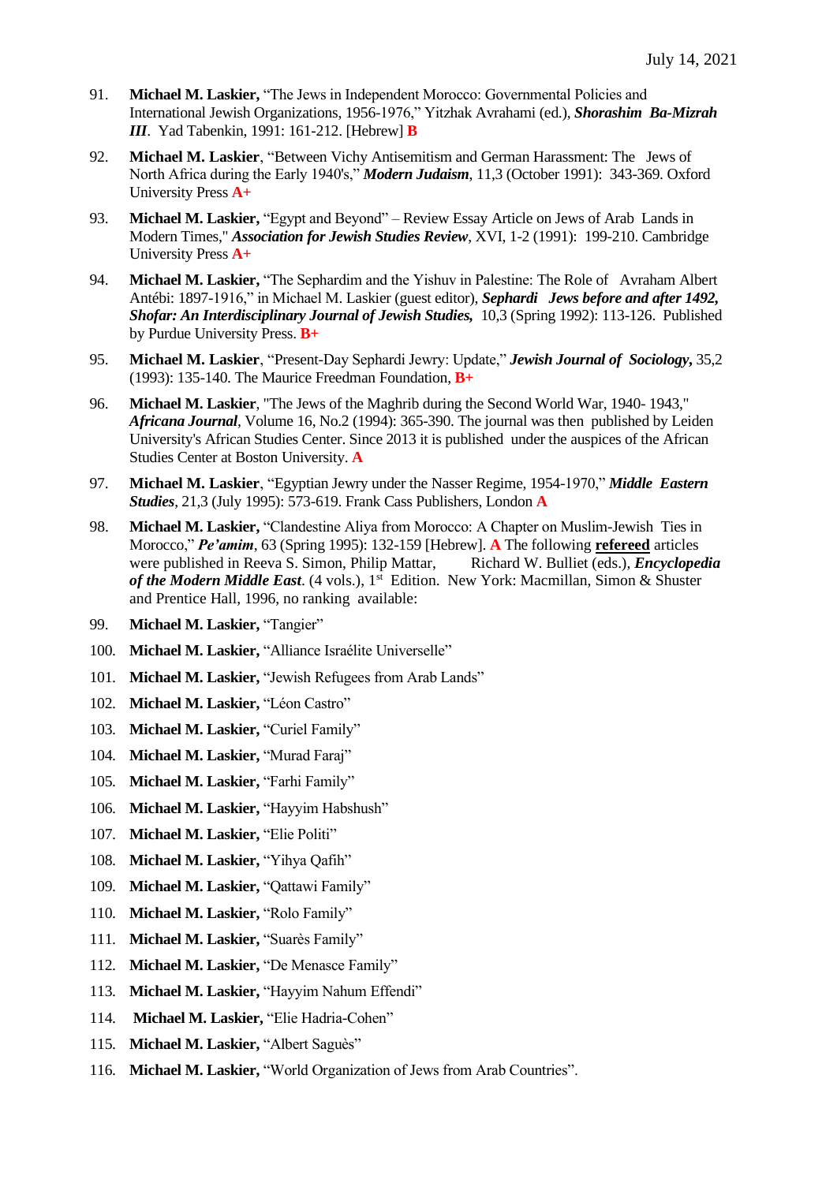July 14, 2021

91. **Michael M. Laskier,** "The Jews in Independent Morocco: Governmental Policies and International Jewish Organizations, 1956-1976," Yitzhak Avrahami (ed.), ***Shorashim Ba-Mizrah III***. Yad Tabenkin, 1991: 161-212. [Hebrew] **B**

92. **Michael M. Laskier**, "Between Vichy Antisemitism and German Harassment: The Jews of North Africa during the Early 1940's," ***Modern Judaism***, 11,3 (October 1991): 343-369. Oxford University Press **A+**

93. **Michael M. Laskier,** "Egypt and Beyond" – Review Essay Article on Jews of Arab Lands in Modern Times," ***Association for Jewish Studies Review***, XVI, 1-2 (1991): 199-210. Cambridge University Press **A+**

94. **Michael M. Laskier,** "The Sephardim and the Yishuv in Palestine: The Role of Avraham Albert Antébi: 1897-1916," in Michael M. Laskier (guest editor), ***Sephardi Jews before and after 1492, Shofar: An Interdisciplinary Journal of Jewish Studies,*** 10,3 (Spring 1992): 113-126. Published by Purdue University Press. **B+**

95. **Michael M. Laskier**, "Present-Day Sephardi Jewry: Update," ***Jewish Journal of Sociology***, 35,2 (1993): 135-140. The Maurice Freedman Foundation, **B+**

96. **Michael M. Laskier**, "The Jews of the Maghrib during the Second World War, 1940- 1943," ***Africana Journal***, Volume 16, No.2 (1994): 365-390. The journal was then published by Leiden University's African Studies Center. Since 2013 it is published under the auspices of the African Studies Center at Boston University. **A**

97. **Michael M. Laskier**, "Egyptian Jewry under the Nasser Regime, 1954-1970," ***Middle Eastern Studies***, 21,3 (July 1995): 573-619. Frank Cass Publishers, London **A**

98. **Michael M. Laskier,** "Clandestine Aliya from Morocco: A Chapter on Muslim-Jewish Ties in Morocco," ***Pe'amim***, 63 (Spring 1995): 132-159 [Hebrew]. **A** The following **refereed** articles were published in Reeva S. Simon, Philip Mattar, Richard W. Bulliet (eds.), ***Encyclopedia of the Modern Middle East***. (4 vols.), 1st Edition. New York: Macmillan, Simon & Shuster and Prentice Hall, 1996, no ranking available:

99. **Michael M. Laskier,** "Tangier"

100. **Michael M. Laskier,** "Alliance Israélite Universelle"

101. **Michael M. Laskier,** "Jewish Refugees from Arab Lands"

102. **Michael M. Laskier,** "Léon Castro"

103. **Michael M. Laskier,** "Curiel Family"

104. **Michael M. Laskier,** "Murad Faraj"

105. **Michael M. Laskier,** "Farhi Family"

106. **Michael M. Laskier,** "Hayyim Habshush"

107. **Michael M. Laskier,** "Elie Politi"

108. **Michael M. Laskier,** "Yihya Qafih"

109. **Michael M. Laskier,** "Qattawi Family"

110. **Michael M. Laskier,** "Rolo Family"

111. **Michael M. Laskier,** "Suarès Family"

112. **Michael M. Laskier,** "De Menasce Family"

113. **Michael M. Laskier,** "Hayyim Nahum Effendi"

114. **Michael M. Laskier,** "Elie Hadria-Cohen"

115. **Michael M. Laskier,** "Albert Saguès"

116. **Michael M. Laskier,** "World Organization of Jews from Arab Countries".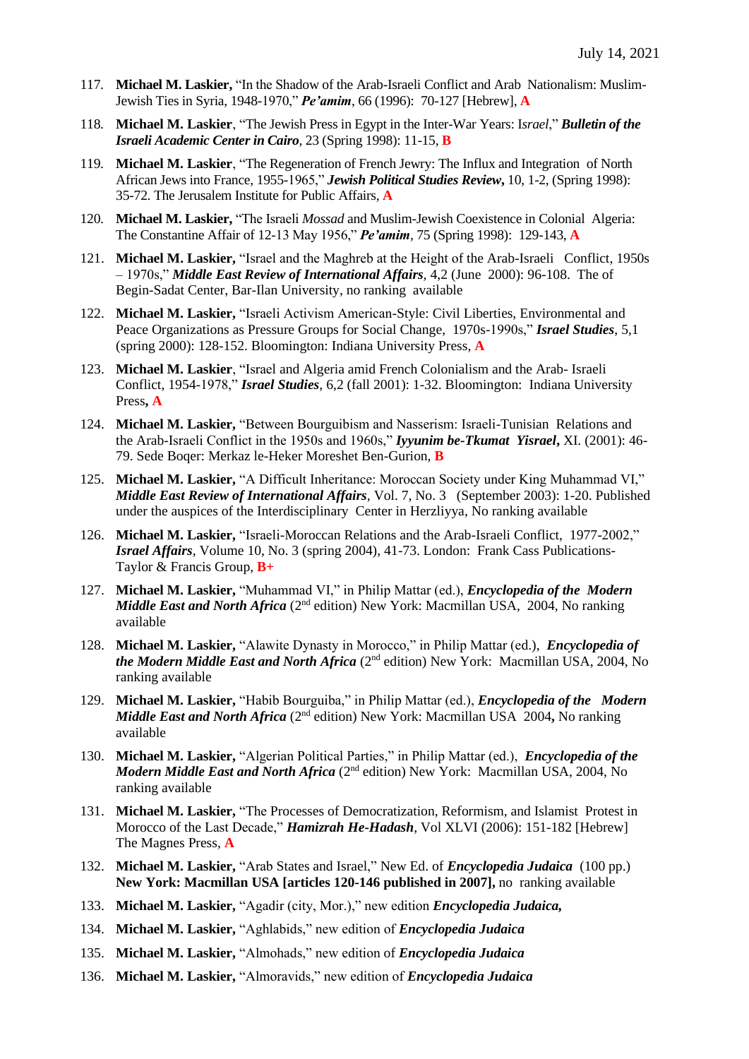117. **Michael M. Laskier,** "In the Shadow of the Arab-Israeli Conflict and Arab Nationalism: Muslim-Jewish Ties in Syria, 1948-1970," ***Pe'amim***, 66 (1996): 70-127 [Hebrew], **A**

118. **Michael M. Laskier**, "The Jewish Press in Egypt in the Inter-War Years: I*srael*," ***Bulletin of the Israeli Academic Center in Cairo***, 23 (Spring 1998): 11-15, **B**

119. **Michael M. Laskier**, "The Regeneration of French Jewry: The Influx and Integration of North African Jews into France, 1955-1965," ***Jewish Political Studies Review***, 10, 1-2, (Spring 1998): 35-72. The Jerusalem Institute for Public Affairs, **A**

120. **Michael M. Laskier,** "The Israeli *Mossad* and Muslim-Jewish Coexistence in Colonial Algeria: The Constantine Affair of 12-13 May 1956," ***Pe'amim***, 75 (Spring 1998): 129-143, **A**

121. **Michael M. Laskier,** "Israel and the Maghreb at the Height of the Arab-Israeli Conflict, 1950s – 1970s," ***Middle East Review of International Affairs***, 4,2 (June 2000): 96-108. The of Begin-Sadat Center, Bar-Ilan University, no ranking available

122. **Michael M. Laskier,** "Israeli Activism American-Style: Civil Liberties, Environmental and Peace Organizations as Pressure Groups for Social Change, 1970s-1990s," ***Israel Studies***, 5,1 (spring 2000): 128-152. Bloomington: Indiana University Press, **A**

123. **Michael M. Laskier**, "Israel and Algeria amid French Colonialism and the Arab- Israeli Conflict, 1954-1978," ***Israel Studies***, 6,2 (fall 2001): 1-32. Bloomington: Indiana University Press**, A**

124. **Michael M. Laskier,** "Between Bourguibism and Nasserism: Israeli-Tunisian Relations and the Arab-Israeli Conflict in the 1950s and 1960s," ***Iyyunim be-Tkumat Yisrael***, XI. (2001): 46-79. Sede Boqer: Merkaz le-Heker Moreshet Ben-Gurion, **B**

125. **Michael M. Laskier,** "A Difficult Inheritance: Moroccan Society under King Muhammad VI," ***Middle East Review of International Affairs***, Vol. 7, No. 3 (September 2003): 1-20. Published under the auspices of the Interdisciplinary Center in Herzliyya, No ranking available

126. **Michael M. Laskier,** "Israeli-Moroccan Relations and the Arab-Israeli Conflict, 1977-2002," ***Israel Affairs***, Volume 10, No. 3 (spring 2004), 41-73. London: Frank Cass Publications-Taylor & Francis Group, **B+**

127. **Michael M. Laskier,** "Muhammad VI," in Philip Mattar (ed.), ***Encyclopedia of the Modern Middle East and North Africa*** (2nd edition) New York: Macmillan USA, 2004, No ranking available

128. **Michael M. Laskier,** "Alawite Dynasty in Morocco," in Philip Mattar (ed.), ***Encyclopedia of the Modern Middle East and North Africa*** (2nd edition) New York: Macmillan USA, 2004, No ranking available

129. **Michael M. Laskier,** "Habib Bourguiba," in Philip Mattar (ed.), ***Encyclopedia of the Modern Middle East and North Africa*** (2nd edition) New York: Macmillan USA 2004**,** No ranking available

130. **Michael M. Laskier,** "Algerian Political Parties," in Philip Mattar (ed.), ***Encyclopedia of the Modern Middle East and North Africa*** (2nd edition) New York: Macmillan USA, 2004, No ranking available

131. **Michael M. Laskier,** "The Processes of Democratization, Reformism, and Islamist Protest in Morocco of the Last Decade," ***Hamizrah He-Hadash***, Vol XLVI (2006): 151-182 [Hebrew] The Magnes Press, **A**

132. **Michael M. Laskier,** "Arab States and Israel," New Ed. of ***Encyclopedia Judaica*** (100 pp.) **New York: Macmillan USA [articles 120-146 published in 2007],** no ranking available

133. **Michael M. Laskier,** "Agadir (city, Mor.)," new edition ***Encyclopedia Judaica,***

134. **Michael M. Laskier,** "Aghlabids," new edition of ***Encyclopedia Judaica***

135. **Michael M. Laskier,** "Almohads," new edition of ***Encyclopedia Judaica***

136. **Michael M. Laskier,** "Almoravids," new edition of ***Encyclopedia Judaica***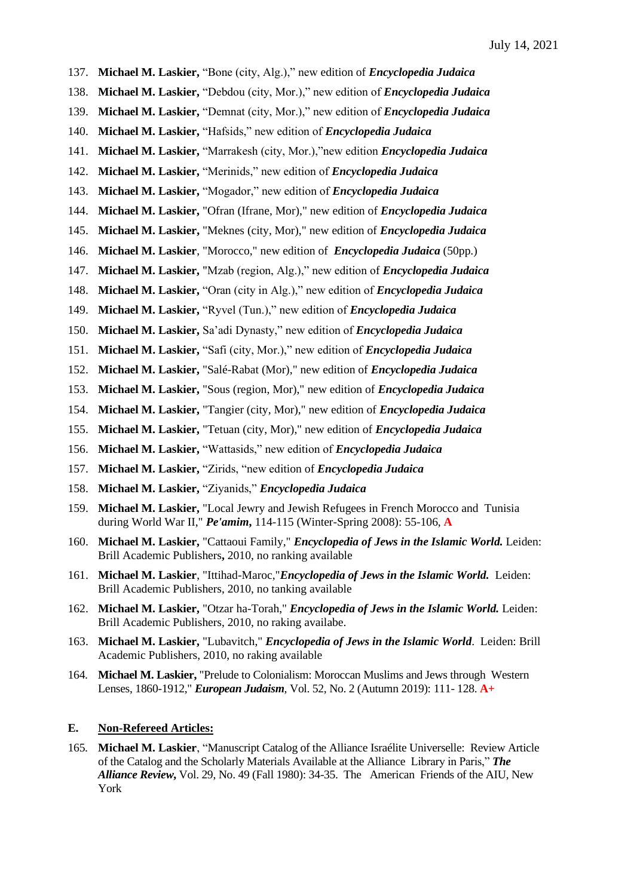137. **Michael M. Laskier,** "Bone (city, Alg.)," new edition of ***Encyclopedia Judaica***
138. **Michael M. Laskier,** "Debdou (city, Mor.)," new edition of ***Encyclopedia Judaica***
139. **Michael M. Laskier,** "Demnat (city, Mor.)," new edition of ***Encyclopedia Judaica***
140. **Michael M. Laskier,** "Hafsids," new edition of ***Encyclopedia Judaica***
141. **Michael M. Laskier,** "Marrakesh (city, Mor.),"new edition ***Encyclopedia Judaica***
142. **Michael M. Laskier,** "Merinids," new edition of ***Encyclopedia Judaica***
143. **Michael M. Laskier,** "Mogador," new edition of ***Encyclopedia Judaica***
144. **Michael M. Laskier,** "Ofran (Ifrane, Mor)," new edition of ***Encyclopedia Judaica***
145. **Michael M. Laskier,** "Meknes (city, Mor)," new edition of ***Encyclopedia Judaica***
146. **Michael M. Laskier**, "Morocco," new edition of ***Encyclopedia Judaica*** (50pp.)
147. **Michael M. Laskier,** "Mzab (region, Alg.)," new edition of ***Encyclopedia Judaica***
148. **Michael M. Laskier,** "Oran (city in Alg.)," new edition of ***Encyclopedia Judaica***
149. **Michael M. Laskier,** "Ryvel (Tun.)," new edition of ***Encyclopedia Judaica***
150. **Michael M. Laskier,** Sa'adi Dynasty," new edition of ***Encyclopedia Judaica***
151. **Michael M. Laskier,** "Safi (city, Mor.)," new edition of ***Encyclopedia Judaica***
152. **Michael M. Laskier,** "Salé-Rabat (Mor)," new edition of ***Encyclopedia Judaica***
153. **Michael M. Laskier,** "Sous (region, Mor)," new edition of ***Encyclopedia Judaica***
154. **Michael M. Laskier,** "Tangier (city, Mor)," new edition of ***Encyclopedia Judaica***
155. **Michael M. Laskier,** "Tetuan (city, Mor)," new edition of ***Encyclopedia Judaica***
156. **Michael M. Laskier,** "Wattasids," new edition of ***Encyclopedia Judaica***
157. **Michael M. Laskier,** "Zirids, "new edition of ***Encyclopedia Judaica***
158. **Michael M. Laskier,** "Ziyanids," ***Encyclopedia Judaica***
159. **Michael M. Laskier,** "Local Jewry and Jewish Refugees in French Morocco and Tunisia during World War II," ***Pe'amim,*** 114-115 (Winter-Spring 2008): 55-106, **A**
160. **Michael M. Laskier,** "Cattaoui Family," ***Encyclopedia of Jews in the Islamic World.*** Leiden: Brill Academic Publishers**,** 2010, no ranking available
161. **Michael M. Laskier**, "Ittihad-Maroc,"***Encyclopedia of Jews in the Islamic World.*** Leiden: Brill Academic Publishers, 2010, no tanking available
162. **Michael M. Laskier,** "Otzar ha-Torah," ***Encyclopedia of Jews in the Islamic World.*** Leiden: Brill Academic Publishers, 2010, no raking availabe.
163. **Michael M. Laskier,** "Lubavitch," ***Encyclopedia of Jews in the Islamic World***. Leiden: Brill Academic Publishers, 2010, no raking available
164. **Michael M. Laskier,** "Prelude to Colonialism: Moroccan Muslims and Jews through Western Lenses, 1860-1912," ***European Judaism***, Vol. 52, No. 2 (Autumn 2019): 111- 128. **A+**

### E. Non-Refereed Articles:

165. **Michael M. Laskier**, "Manuscript Catalog of the Alliance Israélite Universelle: Review Article of the Catalog and the Scholarly Materials Available at the Alliance Library in Paris," ***The Alliance Review,*** Vol. 29, No. 49 (Fall 1980): 34-35. The American Friends of the AIU, New York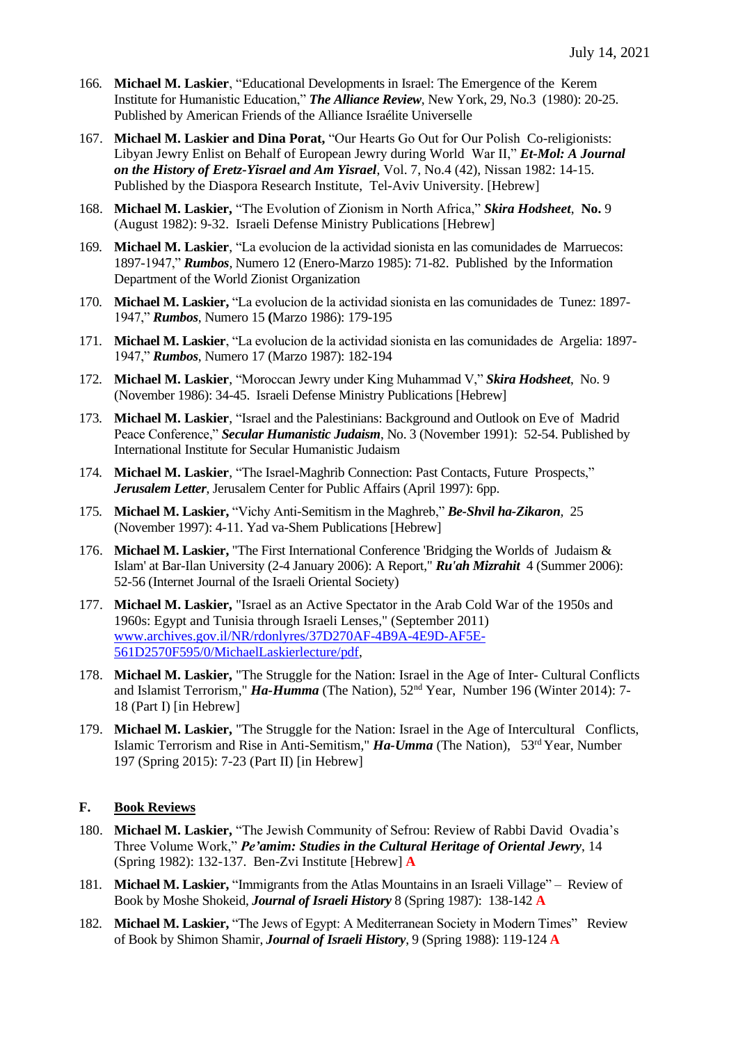166. **Michael M. Laskier**, "Educational Developments in Israel: The Emergence of the Kerem Institute for Humanistic Education," ***The Alliance Review***, New York, 29, No.3 (1980): 20-25. Published by American Friends of the Alliance Israélite Universelle

167. **Michael M. Laskier and Dina Porat,** "Our Hearts Go Out for Our Polish Co-religionists: Libyan Jewry Enlist on Behalf of European Jewry during World War II," ***Et-Mol: A Journal on the History of Eretz-Yisrael and Am Yisrael***, Vol. 7, No.4 (42), Nissan 1982: 14-15. Published by the Diaspora Research Institute, Tel-Aviv University. [Hebrew]

168. **Michael M. Laskier,** "The Evolution of Zionism in North Africa," ***Skira Hodsheet***, **No.** 9 (August 1982): 9-32. Israeli Defense Ministry Publications [Hebrew]

169. **Michael M. Laskier**, "La evolucion de la actividad sionista en las comunidades de Marruecos: 1897-1947," ***Rumbos***, Numero 12 (Enero-Marzo 1985): 71-82. Published by the Information Department of the World Zionist Organization

170. **Michael M. Laskier,** "La evolucion de la actividad sionista en las comunidades de Tunez: 1897-1947," ***Rumbos***, Numero 15 **(**Marzo 1986): 179-195

171. **Michael M. Laskier**, "La evolucion de la actividad sionista en las comunidades de Argelia: 1897-1947," ***Rumbos***, Numero 17 (Marzo 1987): 182-194

172. **Michael M. Laskier**, "Moroccan Jewry under King Muhammad V," ***Skira Hodsheet***, No. 9 (November 1986): 34-45. Israeli Defense Ministry Publications [Hebrew]

173. **Michael M. Laskier**, "Israel and the Palestinians: Background and Outlook on Eve of Madrid Peace Conference," ***Secular Humanistic Judaism***, No. 3 (November 1991): 52-54. Published by International Institute for Secular Humanistic Judaism

174. **Michael M. Laskier**, "The Israel-Maghrib Connection: Past Contacts, Future Prospects," ***Jerusalem Letter***, Jerusalem Center for Public Affairs (April 1997): 6pp.

175. **Michael M. Laskier,** "Vichy Anti-Semitism in the Maghreb," ***Be-Shvil ha-Zikaron***, 25 (November 1997): 4-11. Yad va-Shem Publications [Hebrew]

176. **Michael M. Laskier,** "The First International Conference 'Bridging the Worlds of Judaism & Islam' at Bar-Ilan University (2-4 January 2006): A Report," ***Ru'ah Mizrahit*** 4 (Summer 2006): 52-56 (Internet Journal of the Israeli Oriental Society)

177. **Michael M. Laskier,** "Israel as an Active Spectator in the Arab Cold War of the 1950s and 1960s: Egypt and Tunisia through Israeli Lenses," (September 2011) www.archives.gov.il/NR/rdonlyres/37D270AF-4B9A-4E9D-AF5E-561D2570F595/0/MichaelLaskierlecture/pdf,

178. **Michael M. Laskier,** "The Struggle for the Nation: Israel in the Age of Inter- Cultural Conflicts and Islamist Terrorism," ***Ha-Humma*** (The Nation), 52nd Year, Number 196 (Winter 2014): 7-18 (Part I) [in Hebrew]

179. **Michael M. Laskier,** "The Struggle for the Nation: Israel in the Age of Intercultural Conflicts, Islamic Terrorism and Rise in Anti-Semitism," ***Ha-Umma*** (The Nation), 53rd Year, Number 197 (Spring 2015): 7-23 (Part II) [in Hebrew]

**F. Book Reviews**

180. **Michael M. Laskier,** "The Jewish Community of Sefrou: Review of Rabbi David Ovadia's Three Volume Work," ***Pe'amim: Studies in the Cultural Heritage of Oriental Jewry***, 14 (Spring 1982): 132-137. Ben-Zvi Institute [Hebrew] **A**

181. **Michael M. Laskier,** "Immigrants from the Atlas Mountains in an Israeli Village" – Review of Book by Moshe Shokeid, ***Journal of Israeli History*** 8 (Spring 1987): 138-142 **A**

182. **Michael M. Laskier,** "The Jews of Egypt: A Mediterranean Society in Modern Times" Review of Book by Shimon Shamir, ***Journal of Israeli History***, 9 (Spring 1988): 119-124 **A**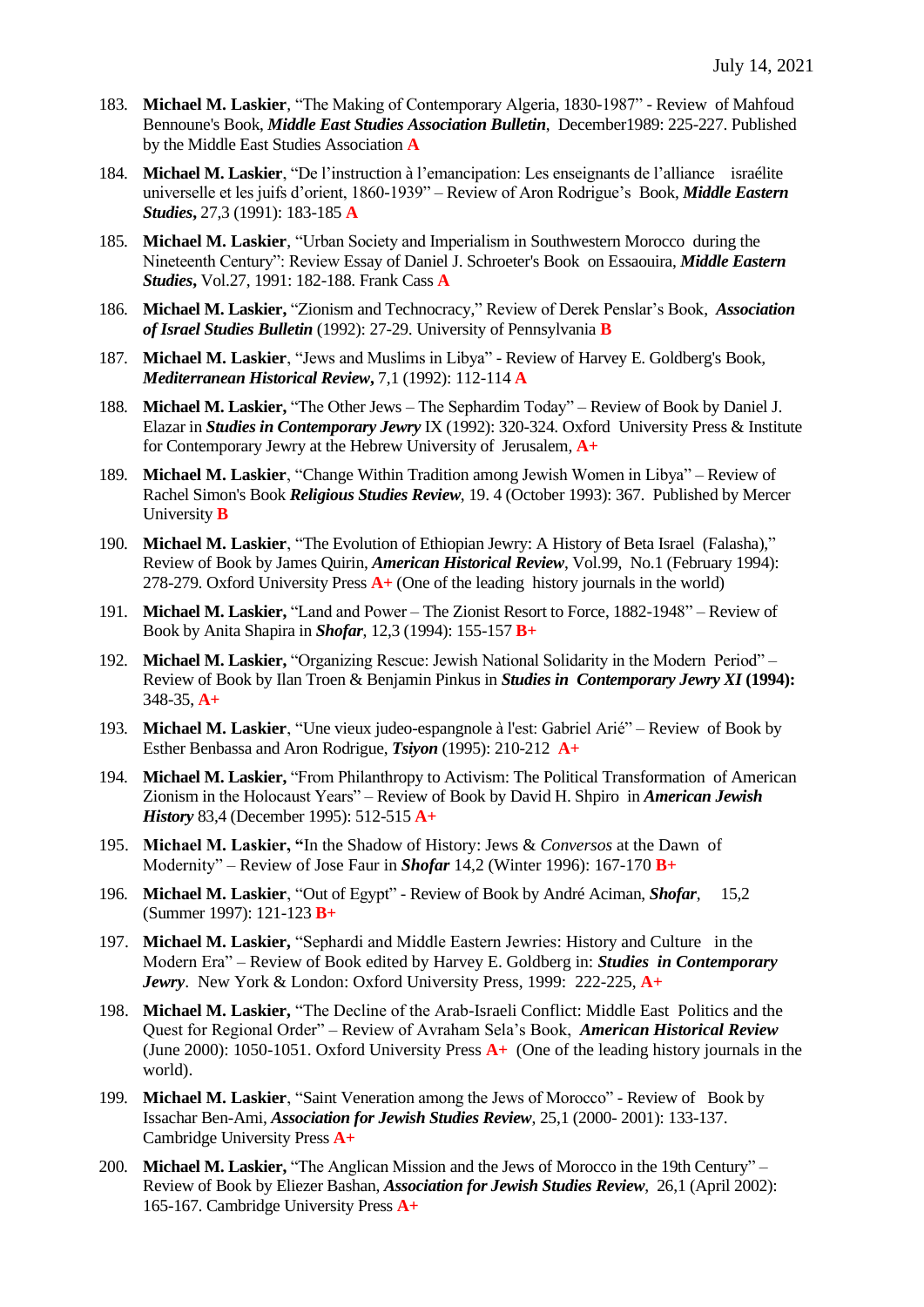July 14, 2021

183. **Michael M. Laskier**, "The Making of Contemporary Algeria, 1830-1987" - Review of Mahfoud Bennoune's Book, ***Middle East Studies Association Bulletin***, December1989: 225-227. Published by the Middle East Studies Association **A**

184. **Michael M. Laskier**, "De l'instruction à l'emancipation: Les enseignants de l'alliance israélite universelle et les juifs d'orient, 1860-1939" – Review of Aron Rodrigue's Book, ***Middle Eastern Studies*****,** 27,3 (1991): 183-185 **A**

185. **Michael M. Laskier**, "Urban Society and Imperialism in Southwestern Morocco during the Nineteenth Century": Review Essay of Daniel J. Schroeter's Book on Essaouira, ***Middle Eastern Studies*****,** Vol.27, 1991: 182-188. Frank Cass **A**

186. **Michael M. Laskier,** "Zionism and Technocracy," Review of Derek Penslar's Book, ***Association of Israel Studies Bulletin*** (1992): 27-29. University of Pennsylvania **B**

187. **Michael M. Laskier**, "Jews and Muslims in Libya" - Review of Harvey E. Goldberg's Book, ***Mediterranean Historical Review*****,** 7,1 (1992): 112-114 **A**

188. **Michael M. Laskier,** "The Other Jews – The Sephardim Today" – Review of Book by Daniel J. Elazar in ***Studies in Contemporary Jewry*** IX (1992): 320-324. Oxford University Press & Institute for Contemporary Jewry at the Hebrew University of Jerusalem, **A+**

189. **Michael M. Laskier**, "Change Within Tradition among Jewish Women in Libya" – Review of Rachel Simon's Book ***Religious Studies Review***, 19. 4 (October 1993): 367. Published by Mercer University **B**

190. **Michael M. Laskier**, "The Evolution of Ethiopian Jewry: A History of Beta Israel (Falasha)," Review of Book by James Quirin, ***American Historical Review***, Vol.99, No.1 (February 1994): 278-279. Oxford University Press **A+** (One of the leading history journals in the world)

191. **Michael M. Laskier,** "Land and Power – The Zionist Resort to Force, 1882-1948" – Review of Book by Anita Shapira in ***Shofar***, 12,3 (1994): 155-157 **B+**

192. **Michael M. Laskier,** "Organizing Rescue: Jewish National Solidarity in the Modern Period" – Review of Book by Ilan Troen & Benjamin Pinkus in ***Studies in Contemporary Jewry XI* (1994):** 348-35, **A+**

193. **Michael M. Laskier**, "Une vieux judeo-espangnole à l'est: Gabriel Arié" – Review of Book by Esther Benbassa and Aron Rodrigue, ***Tsiyon*** (1995): 210-212 **A+**

194. **Michael M. Laskier,** "From Philanthropy to Activism: The Political Transformation of American Zionism in the Holocaust Years" – Review of Book by David H. Shpiro in ***American Jewish History*** 83,4 (December 1995): 512-515 **A+**

195. **Michael M. Laskier, "**In the Shadow of History: Jews & *Conversos* at the Dawn of Modernity" – Review of Jose Faur in ***Shofar*** 14,2 (Winter 1996): 167-170 **B+**

196. **Michael M. Laskier**, "Out of Egypt" - Review of Book by André Aciman, ***Shofar***, 15,2 (Summer 1997): 121-123 **B+**

197. **Michael M. Laskier,** "Sephardi and Middle Eastern Jewries: History and Culture in the Modern Era" – Review of Book edited by Harvey E. Goldberg in: ***Studies in Contemporary Jewry***. New York & London: Oxford University Press, 1999: 222-225, **A+**

198. **Michael M. Laskier,** "The Decline of the Arab-Israeli Conflict: Middle East Politics and the Quest for Regional Order" – Review of Avraham Sela's Book, ***American Historical Review*** (June 2000): 1050-1051. Oxford University Press **A+** (One of the leading history journals in the world).

199. **Michael M. Laskier**, "Saint Veneration among the Jews of Morocco" - Review of Book by Issachar Ben-Ami, ***Association for Jewish Studies Review***, 25,1 (2000- 2001): 133-137. Cambridge University Press **A+**

200. **Michael M. Laskier,** "The Anglican Mission and the Jews of Morocco in the 19th Century" – Review of Book by Eliezer Bashan, ***Association for Jewish Studies Review***, 26,1 (April 2002): 165-167. Cambridge University Press **A+**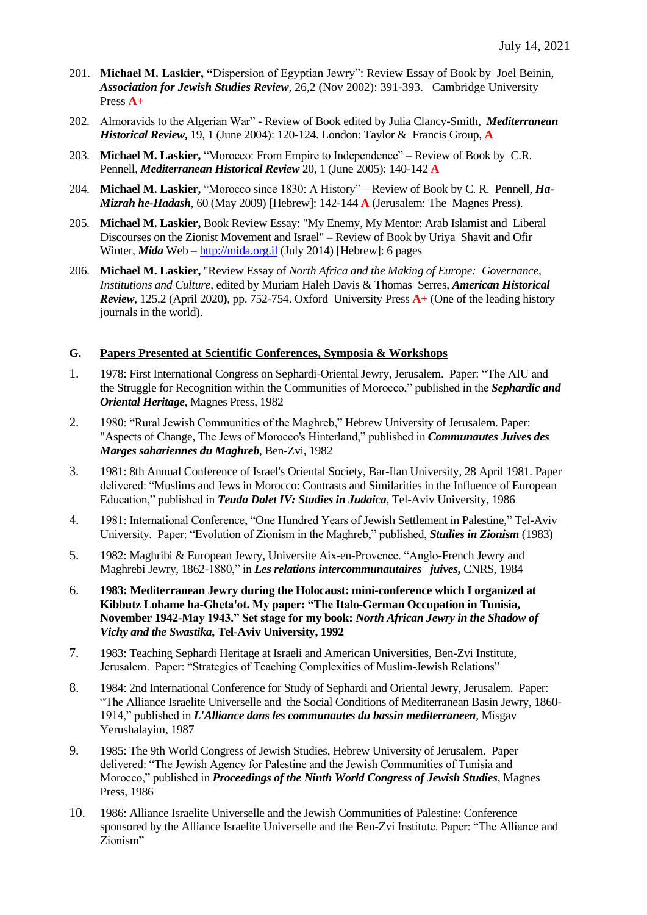July 14, 2021

201. **Michael M. Laskier, "**Dispersion of Egyptian Jewry": Review Essay of Book by Joel Beinin, ***Association for Jewish Studies Review***, 26,2 (Nov 2002): 391-393. Cambridge University Press **A+**

202. Almoravids to the Algerian War" - Review of Book edited by Julia Clancy-Smith, ***Mediterranean Historical Review***, 19, 1 (June 2004): 120-124. London: Taylor & Francis Group, **A**

203. **Michael M. Laskier,** "Morocco: From Empire to Independence" – Review of Book by C.R. Pennell, ***Mediterranean Historical Review*** 20, 1 (June 2005): 140-142 **A**

204. **Michael M. Laskier,** "Morocco since 1830: A History" – Review of Book by C. R. Pennell, ***Ha-Mizrah he-Hadash***, 60 (May 2009) [Hebrew]: 142-144 **A** (Jerusalem: The Magnes Press).

205. **Michael M. Laskier,** Book Review Essay: "My Enemy, My Mentor: Arab Islamist and Liberal Discourses on the Zionist Movement and Israel" – Review of Book by Uriya Shavit and Ofir Winter, ***Mida*** Web – http://mida.org.il (July 2014) [Hebrew]: 6 pages

206. **Michael M. Laskier,** "Review Essay of *North Africa and the Making of Europe: Governance, Institutions and Culture*, edited by Muriam Haleh Davis & Thomas Serres, ***American Historical Review***, 125,2 (April 2020**)**, pp. 752-754. Oxford University Press **A+** (One of the leading history journals in the world).

## G. Papers Presented at Scientific Conferences, Symposia & Workshops

1. 1978: First International Congress on Sephardi-Oriental Jewry, Jerusalem. Paper: "The AIU and the Struggle for Recognition within the Communities of Morocco," published in the ***Sephardic and Oriental Heritage***, Magnes Press, 1982

2. 1980: "Rural Jewish Communities of the Maghreb," Hebrew University of Jerusalem. Paper: "Aspects of Change, The Jews of Morocco's Hinterland," published in ***Communautes Juives des Marges sahariennes du Maghreb***, Ben-Zvi, 1982

3. 1981: 8th Annual Conference of Israel's Oriental Society, Bar-Ilan University, 28 April 1981. Paper delivered: "Muslims and Jews in Morocco: Contrasts and Similarities in the Influence of European Education," published in ***Teuda Dalet IV: Studies in Judaica***, Tel-Aviv University, 1986

4. 1981: International Conference, "One Hundred Years of Jewish Settlement in Palestine," Tel-Aviv University. Paper: "Evolution of Zionism in the Maghreb," published, ***Studies in Zionism*** (1983)

5. 1982: Maghribi & European Jewry, Universite Aix-en-Provence. "Anglo-French Jewry and Maghrebi Jewry, 1862-1880," in ***Les relations intercommunautaires juives***, CNRS, 1984

6. **1983: Mediterranean Jewry during the Holocaust: mini-conference which I organized at Kibbutz Lohame ha-Gheta'ot. My paper: "The Italo-German Occupation in Tunisia, November 1942-May 1943." Set stage for my book: *North African Jewry in the Shadow of Vichy and the Swastika*, Tel-Aviv University, 1992**

7. 1983: Teaching Sephardi Heritage at Israeli and American Universities, Ben-Zvi Institute, Jerusalem. Paper: "Strategies of Teaching Complexities of Muslim-Jewish Relations"

8. 1984: 2nd International Conference for Study of Sephardi and Oriental Jewry, Jerusalem. Paper: "The Alliance Israelite Universelle and the Social Conditions of Mediterranean Basin Jewry, 1860-1914," published in ***L'Alliance dans les communautes du bassin mediterraneen***, Misgav Yerushalayim, 1987

9. 1985: The 9th World Congress of Jewish Studies, Hebrew University of Jerusalem. Paper delivered: "The Jewish Agency for Palestine and the Jewish Communities of Tunisia and Morocco," published in ***Proceedings of the Ninth World Congress of Jewish Studies***, Magnes Press, 1986

10. 1986: Alliance Israelite Universelle and the Jewish Communities of Palestine: Conference sponsored by the Alliance Israelite Universelle and the Ben-Zvi Institute. Paper: "The Alliance and Zionism"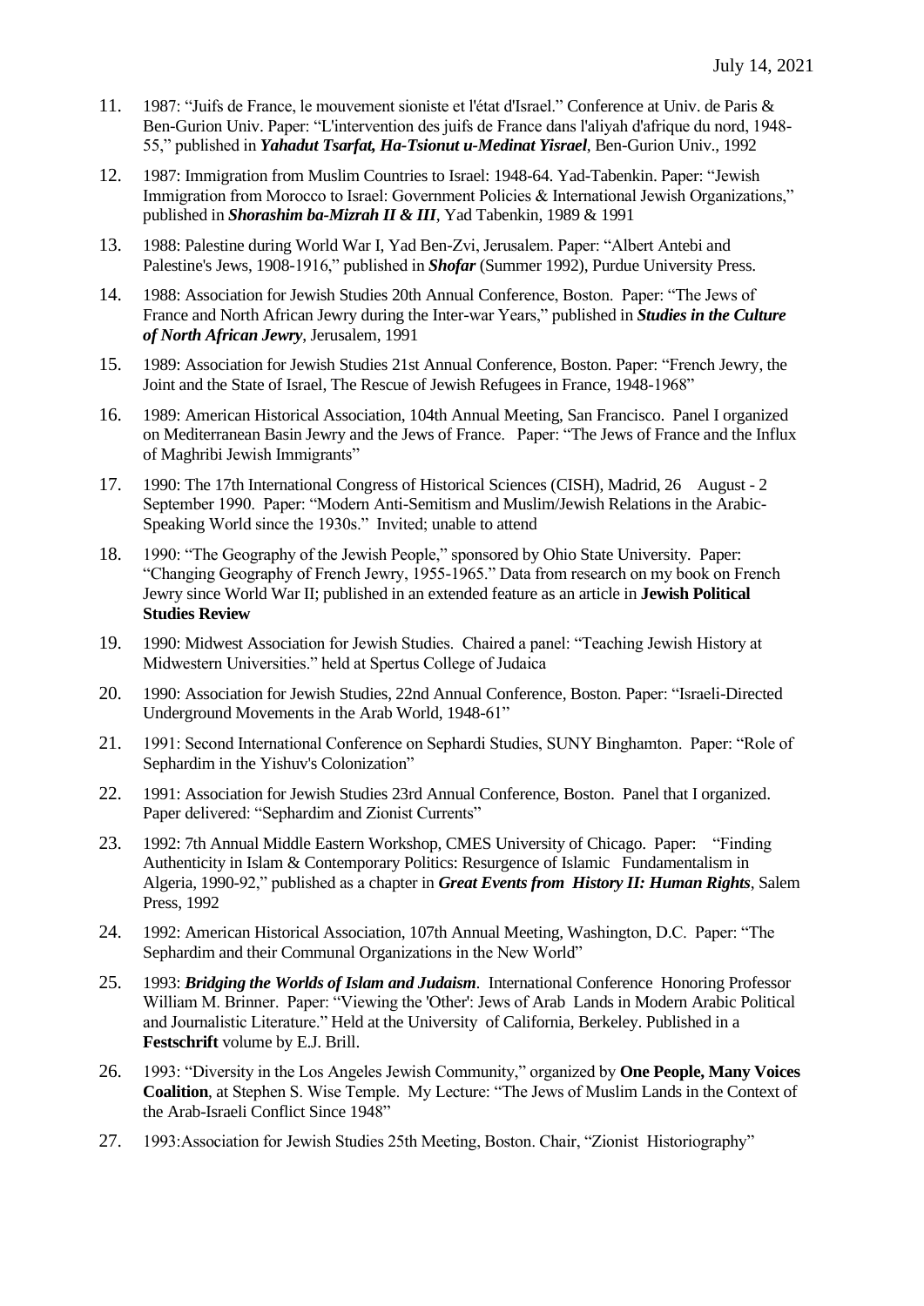11. 1987: "Juifs de France, le mouvement sioniste et l'état d'Israel." Conference at Univ. de Paris & Ben-Gurion Univ. Paper: "L'intervention des juifs de France dans l'aliyah d'afrique du nord, 1948-55," published in ***Yahadut Tsarfat, Ha-Tsionut u-Medinat Yisrael***, Ben-Gurion Univ., 1992

12. 1987: Immigration from Muslim Countries to Israel: 1948-64. Yad-Tabenkin. Paper: "Jewish Immigration from Morocco to Israel: Government Policies & International Jewish Organizations," published in ***Shorashim ba-Mizrah II & III***, Yad Tabenkin, 1989 & 1991

13. 1988: Palestine during World War I, Yad Ben-Zvi, Jerusalem. Paper: "Albert Antebi and Palestine's Jews, 1908-1916," published in ***Shofar*** (Summer 1992), Purdue University Press.

14. 1988: Association for Jewish Studies 20th Annual Conference, Boston. Paper: "The Jews of France and North African Jewry during the Inter-war Years," published in ***Studies in the Culture of North African Jewry***, Jerusalem, 1991

15. 1989: Association for Jewish Studies 21st Annual Conference, Boston. Paper: "French Jewry, the Joint and the State of Israel, The Rescue of Jewish Refugees in France, 1948-1968"

16. 1989: American Historical Association, 104th Annual Meeting, San Francisco. Panel I organized on Mediterranean Basin Jewry and the Jews of France. Paper: "The Jews of France and the Influx of Maghribi Jewish Immigrants"

17. 1990: The 17th International Congress of Historical Sciences (CISH), Madrid, 26 August - 2 September 1990. Paper: "Modern Anti-Semitism and Muslim/Jewish Relations in the Arabic-Speaking World since the 1930s." Invited; unable to attend

18. 1990: "The Geography of the Jewish People," sponsored by Ohio State University. Paper: "Changing Geography of French Jewry, 1955-1965." Data from research on my book on French Jewry since World War II; published in an extended feature as an article in **Jewish Political Studies Review**

19. 1990: Midwest Association for Jewish Studies. Chaired a panel: "Teaching Jewish History at Midwestern Universities." held at Spertus College of Judaica

20. 1990: Association for Jewish Studies, 22nd Annual Conference, Boston. Paper: "Israeli-Directed Underground Movements in the Arab World, 1948-61"

21. 1991: Second International Conference on Sephardi Studies, SUNY Binghamton. Paper: "Role of Sephardim in the Yishuv's Colonization"

22. 1991: Association for Jewish Studies 23rd Annual Conference, Boston. Panel that I organized. Paper delivered: "Sephardim and Zionist Currents"

23. 1992: 7th Annual Middle Eastern Workshop, CMES University of Chicago. Paper: "Finding Authenticity in Islam & Contemporary Politics: Resurgence of Islamic Fundamentalism in Algeria, 1990-92," published as a chapter in ***Great Events from History II: Human Rights***, Salem Press, 1992

24. 1992: American Historical Association, 107th Annual Meeting, Washington, D.C. Paper: "The Sephardim and their Communal Organizations in the New World"

25. 1993: ***Bridging the Worlds of Islam and Judaism***. International Conference Honoring Professor William M. Brinner. Paper: "Viewing the 'Other': Jews of Arab Lands in Modern Arabic Political and Journalistic Literature." Held at the University of California, Berkeley. Published in a **Festschrift** volume by E.J. Brill.

26. 1993: "Diversity in the Los Angeles Jewish Community," organized by **One People, Many Voices Coalition**, at Stephen S. Wise Temple. My Lecture: "The Jews of Muslim Lands in the Context of the Arab-Israeli Conflict Since 1948"

27. 1993: Association for Jewish Studies 25th Meeting, Boston. Chair, "Zionist Historiography"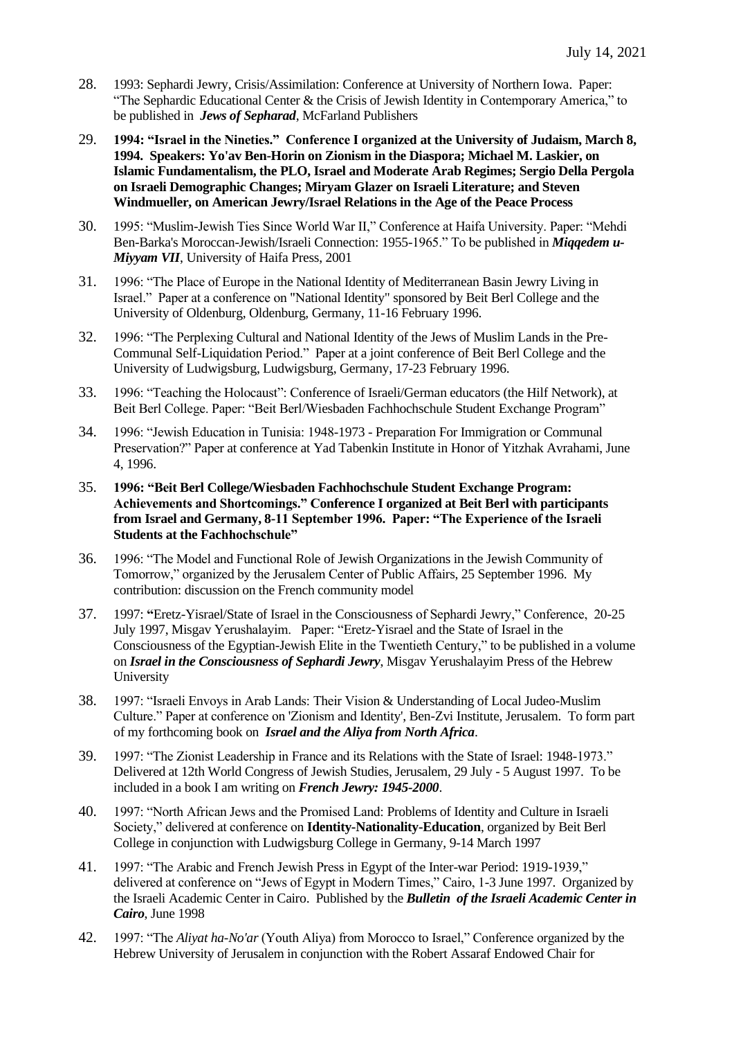28. 1993: Sephardi Jewry, Crisis/Assimilation: Conference at University of Northern Iowa. Paper: "The Sephardic Educational Center & the Crisis of Jewish Identity in Contemporary America," to be published in ***Jews of Sepharad***, McFarland Publishers

29. **1994: "Israel in the Nineties." Conference I organized at the University of Judaism, March 8, 1994. Speakers: Yo'av Ben-Horin on Zionism in the Diaspora; Michael M. Laskier, on Islamic Fundamentalism, the PLO, Israel and Moderate Arab Regimes; Sergio Della Pergola on Israeli Demographic Changes; Miryam Glazer on Israeli Literature; and Steven Windmueller, on American Jewry/Israel Relations in the Age of the Peace Process**

30. 1995: "Muslim-Jewish Ties Since World War II," Conference at Haifa University. Paper: "Mehdi Ben-Barka's Moroccan-Jewish/Israeli Connection: 1955-1965." To be published in ***Miqqedem u-Miyyam VII***, University of Haifa Press, 2001

31. 1996: "The Place of Europe in the National Identity of Mediterranean Basin Jewry Living in Israel." Paper at a conference on "National Identity" sponsored by Beit Berl College and the University of Oldenburg, Oldenburg, Germany, 11-16 February 1996.

32. 1996: "The Perplexing Cultural and National Identity of the Jews of Muslim Lands in the Pre-Communal Self-Liquidation Period." Paper at a joint conference of Beit Berl College and the University of Ludwigsburg, Ludwigsburg, Germany, 17-23 February 1996.

33. 1996: "Teaching the Holocaust": Conference of Israeli/German educators (the Hilf Network), at Beit Berl College. Paper: "Beit Berl/Wiesbaden Fachhochschule Student Exchange Program"

34. 1996: "Jewish Education in Tunisia: 1948-1973 - Preparation For Immigration or Communal Preservation?" Paper at conference at Yad Tabenkin Institute in Honor of Yitzhak Avrahami, June 4, 1996.

35. **1996: "Beit Berl College/Wiesbaden Fachhochschule Student Exchange Program: Achievements and Shortcomings." Conference I organized at Beit Berl with participants from Israel and Germany, 8-11 September 1996. Paper: "The Experience of the Israeli Students at the Fachhochschule"**

36. 1996: "The Model and Functional Role of Jewish Organizations in the Jewish Community of Tomorrow," organized by the Jerusalem Center of Public Affairs, 25 September 1996. My contribution: discussion on the French community model

37. 1997: "Eretz-Yisrael/State of Israel in the Consciousness of Sephardi Jewry," Conference, 20-25 July 1997, Misgav Yerushalayim. Paper: "Eretz-Yisrael and the State of Israel in the Consciousness of the Egyptian-Jewish Elite in the Twentieth Century," to be published in a volume on ***Israel in the Consciousness of Sephardi Jewry***, Misgav Yerushalayim Press of the Hebrew University

38. 1997: "Israeli Envoys in Arab Lands: Their Vision & Understanding of Local Judeo-Muslim Culture." Paper at conference on 'Zionism and Identity', Ben-Zvi Institute, Jerusalem. To form part of my forthcoming book on ***Israel and the Aliya from North Africa***.

39. 1997: "The Zionist Leadership in France and its Relations with the State of Israel: 1948-1973." Delivered at 12th World Congress of Jewish Studies, Jerusalem, 29 July - 5 August 1997. To be included in a book I am writing on ***French Jewry: 1945-2000***.

40. 1997: "North African Jews and the Promised Land: Problems of Identity and Culture in Israeli Society," delivered at conference on **Identity-Nationality-Education**, organized by Beit Berl College in conjunction with Ludwigsburg College in Germany, 9-14 March 1997

41. 1997: "The Arabic and French Jewish Press in Egypt of the Inter-war Period: 1919-1939," delivered at conference on "Jews of Egypt in Modern Times," Cairo, 1-3 June 1997. Organized by the Israeli Academic Center in Cairo. Published by the ***Bulletin of the Israeli Academic Center in Cairo***, June 1998

42. 1997: "The *Aliyat ha-No'ar* (Youth Aliya) from Morocco to Israel," Conference organized by the Hebrew University of Jerusalem in conjunction with the Robert Assaraf Endowed Chair for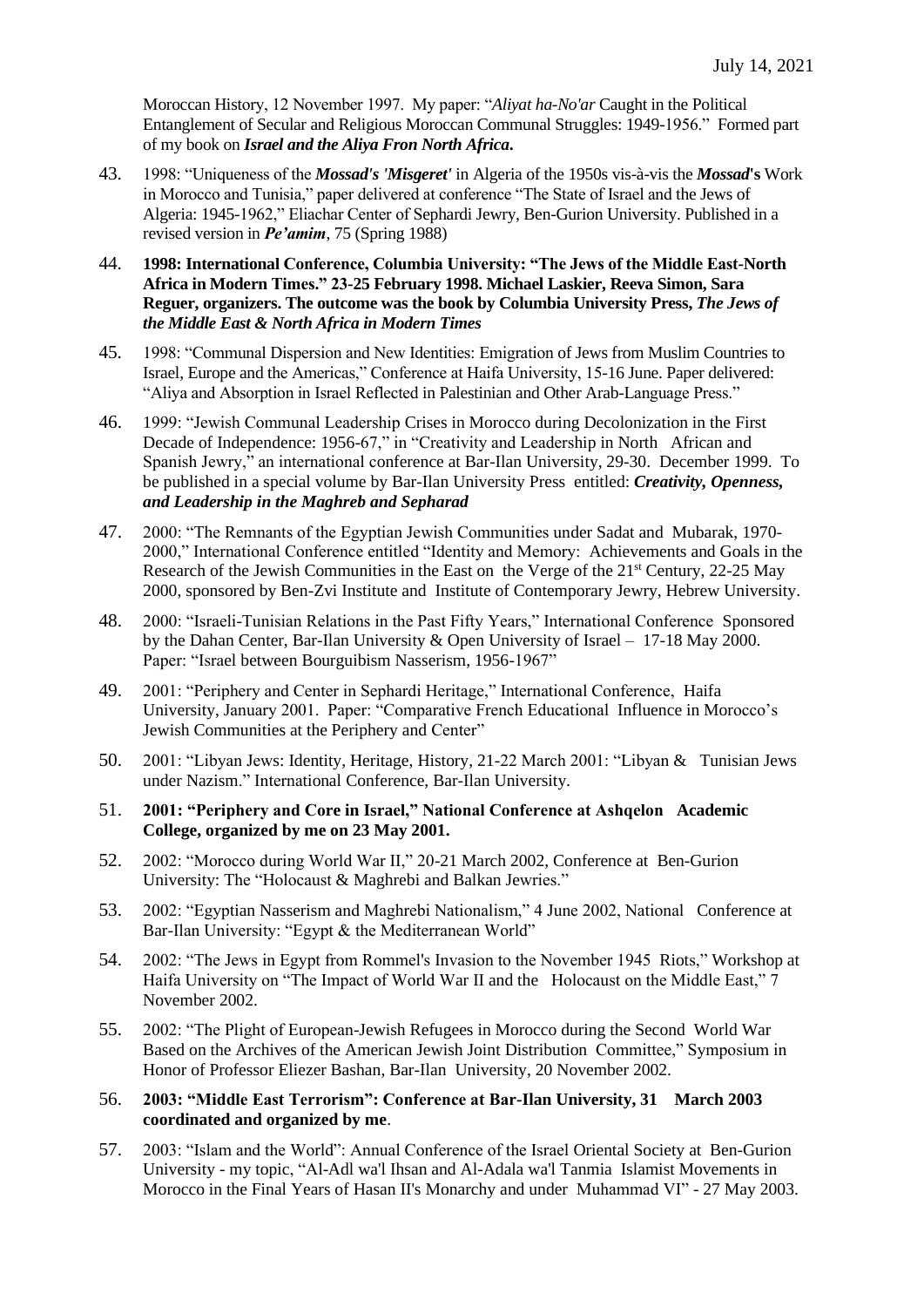Moroccan History, 12 November 1997. My paper: "*Aliyat ha-No'ar* Caught in the Political Entanglement of Secular and Religious Moroccan Communal Struggles: 1949-1956." Formed part of my book on ***Israel and the Aliya Fron North Africa.***

43. 1998: "Uniqueness of the ***Mossad's 'Misgeret'*** in Algeria of the 1950s vis-à-vis the ***Mossad*'s** Work in Morocco and Tunisia," paper delivered at conference "The State of Israel and the Jews of Algeria: 1945-1962," Eliachar Center of Sephardi Jewry, Ben-Gurion University. Published in a revised version in ***Pe'amim***, 75 (Spring 1988)

44. **1998: International Conference, Columbia University: "The Jews of the Middle East-North Africa in Modern Times." 23-25 February 1998. Michael Laskier, Reeva Simon, Sara Reguer, organizers. The outcome was the book by Columbia University Press, *The Jews of the Middle East & North Africa in Modern Times***

45. 1998: "Communal Dispersion and New Identities: Emigration of Jews from Muslim Countries to Israel, Europe and the Americas," Conference at Haifa University, 15-16 June. Paper delivered: "Aliya and Absorption in Israel Reflected in Palestinian and Other Arab-Language Press."

46. 1999: "Jewish Communal Leadership Crises in Morocco during Decolonization in the First Decade of Independence: 1956-67," in "Creativity and Leadership in North African and Spanish Jewry," an international conference at Bar-Ilan University, 29-30. December 1999. To be published in a special volume by Bar-Ilan University Press entitled: ***Creativity, Openness, and Leadership in the Maghreb and Sepharad***

47. 2000: "The Remnants of the Egyptian Jewish Communities under Sadat and Mubarak, 1970-2000," International Conference entitled "Identity and Memory: Achievements and Goals in the Research of the Jewish Communities in the East on the Verge of the 21st Century, 22-25 May 2000, sponsored by Ben-Zvi Institute and Institute of Contemporary Jewry, Hebrew University.

48. 2000: "Israeli-Tunisian Relations in the Past Fifty Years," International Conference Sponsored by the Dahan Center, Bar-Ilan University & Open University of Israel – 17-18 May 2000. Paper: "Israel between Bourguibism Nasserism, 1956-1967"

49. 2001: "Periphery and Center in Sephardi Heritage," International Conference, Haifa University, January 2001. Paper: "Comparative French Educational Influence in Morocco's Jewish Communities at the Periphery and Center"

50. 2001: "Libyan Jews: Identity, Heritage, History, 21-22 March 2001: "Libyan & Tunisian Jews under Nazism." International Conference, Bar-Ilan University.

51. **2001: "Periphery and Core in Israel," National Conference at Ashqelon Academic College, organized by me on 23 May 2001.**

52. 2002: "Morocco during World War II," 20-21 March 2002, Conference at Ben-Gurion University: The "Holocaust & Maghrebi and Balkan Jewries."

53. 2002: "Egyptian Nasserism and Maghrebi Nationalism," 4 June 2002, National Conference at Bar-Ilan University: "Egypt & the Mediterranean World"

54. 2002: "The Jews in Egypt from Rommel's Invasion to the November 1945 Riots," Workshop at Haifa University on "The Impact of World War II and the Holocaust on the Middle East," 7 November 2002.

55. 2002: "The Plight of European-Jewish Refugees in Morocco during the Second World War Based on the Archives of the American Jewish Joint Distribution Committee," Symposium in Honor of Professor Eliezer Bashan, Bar-Ilan University, 20 November 2002.

56. **2003: "Middle East Terrorism": Conference at Bar-Ilan University, 31 March 2003 coordinated and organized by me**.

57. 2003: "Islam and the World": Annual Conference of the Israel Oriental Society at Ben-Gurion University - my topic, "Al-Adl wa'l Ihsan and Al-Adala wa'l Tanmia Islamist Movements in Morocco in the Final Years of Hasan II's Monarchy and under Muhammad VI" - 27 May 2003.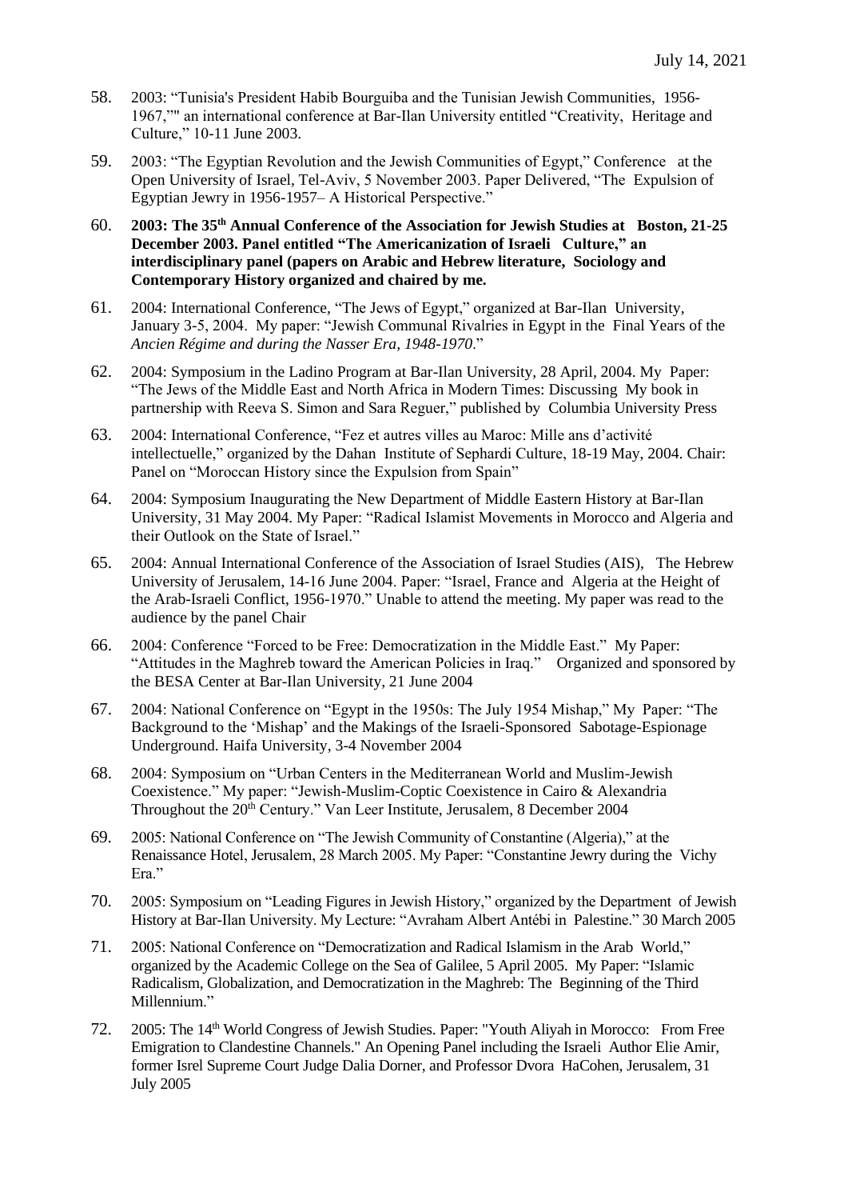58. 2003: "Tunisia's President Habib Bourguiba and the Tunisian Jewish Communities, 1956-1967,"" an international conference at Bar-Ilan University entitled "Creativity, Heritage and Culture," 10-11 June 2003.

59. 2003: "The Egyptian Revolution and the Jewish Communities of Egypt," Conference at the Open University of Israel, Tel-Aviv, 5 November 2003. Paper Delivered, "The Expulsion of Egyptian Jewry in 1956-1957– A Historical Perspective."

60. **2003: The 35th Annual Conference of the Association for Jewish Studies at Boston, 21-25 December 2003. Panel entitled "The Americanization of Israeli Culture," an interdisciplinary panel (papers on Arabic and Hebrew literature, Sociology and Contemporary History organized and chaired by me.**

61. 2004: International Conference, "The Jews of Egypt," organized at Bar-Ilan University, January 3-5, 2004. My paper: "Jewish Communal Rivalries in Egypt in the Final Years of the *Ancien Régime and during the Nasser Era, 1948-1970*."

62. 2004: Symposium in the Ladino Program at Bar-Ilan University, 28 April, 2004. My Paper: "The Jews of the Middle East and North Africa in Modern Times: Discussing My book in partnership with Reeva S. Simon and Sara Reguer," published by Columbia University Press

63. 2004: International Conference, "Fez et autres villes au Maroc: Mille ans d'activité intellectuelle," organized by the Dahan Institute of Sephardi Culture, 18-19 May, 2004. Chair: Panel on "Moroccan History since the Expulsion from Spain"

64. 2004: Symposium Inaugurating the New Department of Middle Eastern History at Bar-Ilan University, 31 May 2004. My Paper: "Radical Islamist Movements in Morocco and Algeria and their Outlook on the State of Israel."

65. 2004: Annual International Conference of the Association of Israel Studies (AIS), The Hebrew University of Jerusalem, 14-16 June 2004. Paper: "Israel, France and Algeria at the Height of the Arab-Israeli Conflict, 1956-1970." Unable to attend the meeting. My paper was read to the audience by the panel Chair

66. 2004: Conference "Forced to be Free: Democratization in the Middle East." My Paper: "Attitudes in the Maghreb toward the American Policies in Iraq." Organized and sponsored by the BESA Center at Bar-Ilan University, 21 June 2004

67. 2004: National Conference on "Egypt in the 1950s: The July 1954 Mishap," My Paper: "The Background to the 'Mishap' and the Makings of the Israeli-Sponsored Sabotage-Espionage Underground. Haifa University, 3-4 November 2004

68. 2004: Symposium on "Urban Centers in the Mediterranean World and Muslim-Jewish Coexistence." My paper: "Jewish-Muslim-Coptic Coexistence in Cairo & Alexandria Throughout the 20th Century." Van Leer Institute, Jerusalem, 8 December 2004

69. 2005: National Conference on "The Jewish Community of Constantine (Algeria)," at the Renaissance Hotel, Jerusalem, 28 March 2005. My Paper: "Constantine Jewry during the Vichy Era."

70. 2005: Symposium on "Leading Figures in Jewish History," organized by the Department of Jewish History at Bar-Ilan University. My Lecture: "Avraham Albert Antébi in Palestine." 30 March 2005

71. 2005: National Conference on "Democratization and Radical Islamism in the Arab World," organized by the Academic College on the Sea of Galilee, 5 April 2005. My Paper: "Islamic Radicalism, Globalization, and Democratization in the Maghreb: The Beginning of the Third Millennium."

72. 2005: The 14th World Congress of Jewish Studies. Paper: "Youth Aliyah in Morocco: From Free Emigration to Clandestine Channels." An Opening Panel including the Israeli Author Elie Amir, former Isrel Supreme Court Judge Dalia Dorner, and Professor Dvora HaCohen, Jerusalem, 31 July 2005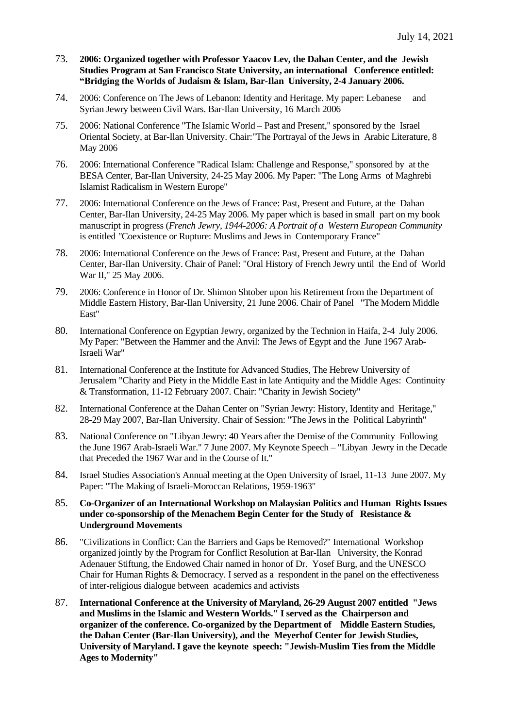73. **2006: Organized together with Professor Yaacov Lev, the Dahan Center, and the Jewish Studies Program at San Francisco State University, an international Conference entitled: "Bridging the Worlds of Judaism & Islam, Bar-Ilan University, 2-4 January 2006.**

74. 2006: Conference on The Jews of Lebanon: Identity and Heritage. My paper: Lebanese and Syrian Jewry between Civil Wars. Bar-Ilan University, 16 March 2006

75. 2006: National Conference "The Islamic World – Past and Present," sponsored by the Israel Oriental Society, at Bar-Ilan University. Chair:"The Portrayal of the Jews in Arabic Literature, 8 May 2006

76. 2006: International Conference "Radical Islam: Challenge and Response," sponsored by at the BESA Center, Bar-Ilan University, 24-25 May 2006. My Paper: "The Long Arms of Maghrebi Islamist Radicalism in Western Europe"

77. 2006: International Conference on the Jews of France: Past, Present and Future, at the Dahan Center, Bar-Ilan University, 24-25 May 2006. My paper which is based in small part on my book manuscript in progress (*French Jewry, 1944-2006: A Portrait of a Western European Community* is entitled "Coexistence or Rupture: Muslims and Jews in Contemporary France"

78. 2006: International Conference on the Jews of France: Past, Present and Future, at the Dahan Center, Bar-Ilan University. Chair of Panel: "Oral History of French Jewry until the End of World War II," 25 May 2006.

79. 2006: Conference in Honor of Dr. Shimon Shtober upon his Retirement from the Department of Middle Eastern History, Bar-Ilan University, 21 June 2006. Chair of Panel "The Modern Middle East"

80. International Conference on Egyptian Jewry, organized by the Technion in Haifa, 2-4 July 2006. My Paper: "Between the Hammer and the Anvil: The Jews of Egypt and the June 1967 Arab-Israeli War"

81. International Conference at the Institute for Advanced Studies, The Hebrew University of Jerusalem "Charity and Piety in the Middle East in late Antiquity and the Middle Ages: Continuity & Transformation, 11-12 February 2007. Chair: "Charity in Jewish Society"

82. International Conference at the Dahan Center on "Syrian Jewry: History, Identity and Heritage," 28-29 May 2007, Bar-Ilan University. Chair of Session: "The Jews in the Political Labyrinth"

83. National Conference on "Libyan Jewry: 40 Years after the Demise of the Community Following the June 1967 Arab-Israeli War." 7 June 2007. My Keynote Speech – "Libyan Jewry in the Decade that Preceded the 1967 War and in the Course of It."

84. Israel Studies Association's Annual meeting at the Open University of Israel, 11-13 June 2007. My Paper: "The Making of Israeli-Moroccan Relations, 1959-1963"

85. **Co-Organizer of an International Workshop on Malaysian Politics and Human Rights Issues under co-sponsorship of the Menachem Begin Center for the Study of Resistance & Underground Movements**

86. "Civilizations in Conflict: Can the Barriers and Gaps be Removed?" International Workshop organized jointly by the Program for Conflict Resolution at Bar-Ilan University, the Konrad Adenauer Stiftung, the Endowed Chair named in honor of Dr. Yosef Burg, and the UNESCO Chair for Human Rights & Democracy. I served as a respondent in the panel on the effectiveness of inter-religious dialogue between academics and activists

87. **International Conference at the University of Maryland, 26-29 August 2007 entitled "Jews and Muslims in the Islamic and Western Worlds." I served as the Chairperson and organizer of the conference. Co-organized by the Department of Middle Eastern Studies, the Dahan Center (Bar-Ilan University), and the Meyerhof Center for Jewish Studies, University of Maryland. I gave the keynote speech: "Jewish-Muslim Ties from the Middle Ages to Modernity"**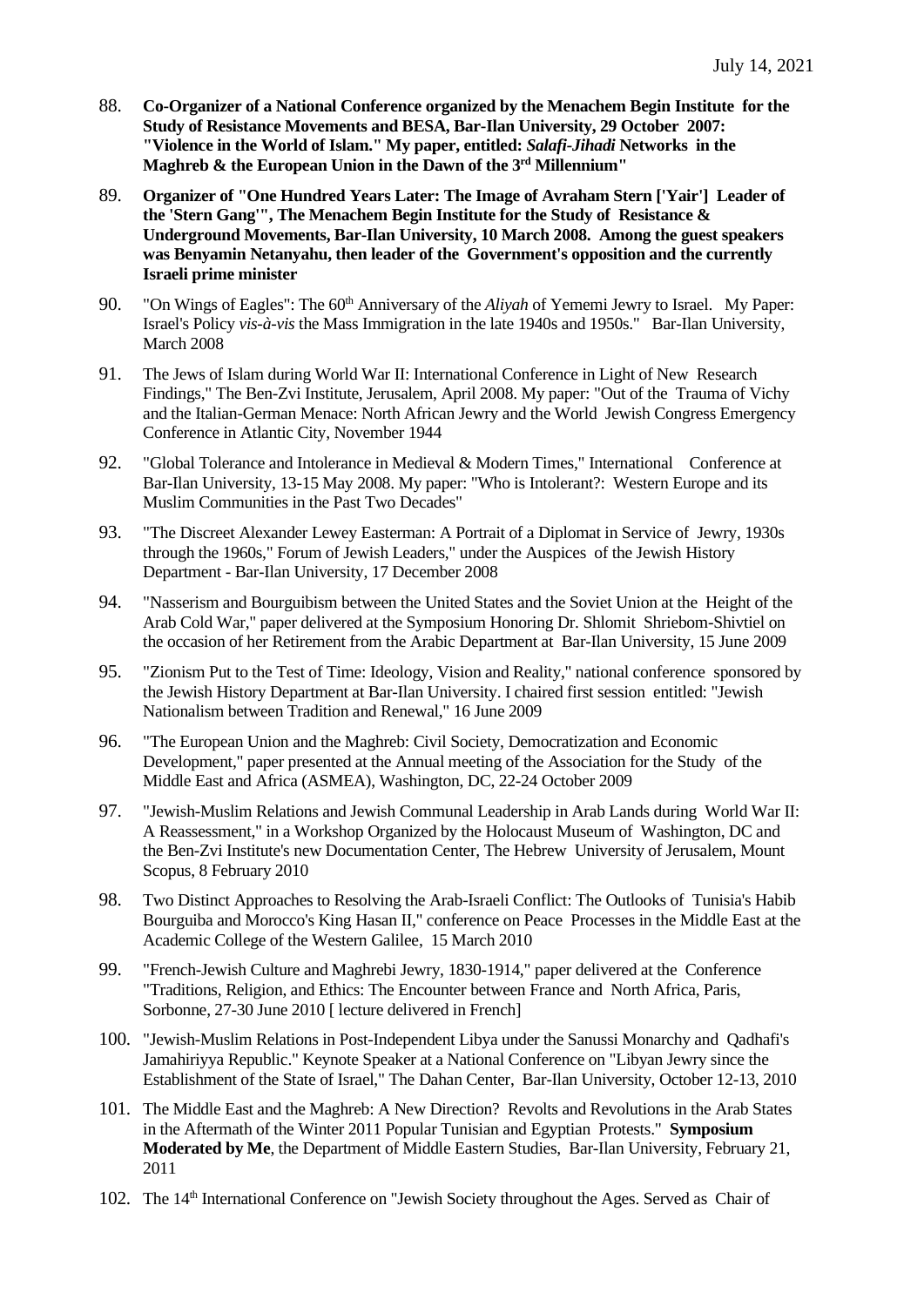88. **Co-Organizer of a National Conference organized by the Menachem Begin Institute for the Study of Resistance Movements and BESA, Bar-Ilan University, 29 October 2007: "Violence in the World of Islam." My paper, entitled: *Salafi-Jihadi* Networks in the Maghreb & the European Union in the Dawn of the 3rd Millennium"**

89. **Organizer of "One Hundred Years Later: The Image of Avraham Stern ['Yair'] Leader of the 'Stern Gang'", The Menachem Begin Institute for the Study of Resistance & Underground Movements, Bar-Ilan University, 10 March 2008. Among the guest speakers was Benyamin Netanyahu, then leader of the Government's opposition and the currently Israeli prime minister**

90. "On Wings of Eagles": The 60th Anniversary of the *Aliyah* of Yememi Jewry to Israel. My Paper: Israel's Policy *vis-à-vis* the Mass Immigration in the late 1940s and 1950s." Bar-Ilan University, March 2008

91. The Jews of Islam during World War II: International Conference in Light of New Research Findings," The Ben-Zvi Institute, Jerusalem, April 2008. My paper: "Out of the Trauma of Vichy and the Italian-German Menace: North African Jewry and the World Jewish Congress Emergency Conference in Atlantic City, November 1944

92. "Global Tolerance and Intolerance in Medieval & Modern Times," International Conference at Bar-Ilan University, 13-15 May 2008. My paper: "Who is Intolerant?: Western Europe and its Muslim Communities in the Past Two Decades"

93. "The Discreet Alexander Lewey Easterman: A Portrait of a Diplomat in Service of Jewry, 1930s through the 1960s," Forum of Jewish Leaders," under the Auspices of the Jewish History Department - Bar-Ilan University, 17 December 2008

94. "Nasserism and Bourguibism between the United States and the Soviet Union at the Height of the Arab Cold War," paper delivered at the Symposium Honoring Dr. Shlomit Shriebom-Shivtiel on the occasion of her Retirement from the Arabic Department at Bar-Ilan University, 15 June 2009

95. "Zionism Put to the Test of Time: Ideology, Vision and Reality," national conference sponsored by the Jewish History Department at Bar-Ilan University. I chaired first session entitled: "Jewish Nationalism between Tradition and Renewal," 16 June 2009

96. "The European Union and the Maghreb: Civil Society, Democratization and Economic Development," paper presented at the Annual meeting of the Association for the Study of the Middle East and Africa (ASMEA), Washington, DC, 22-24 October 2009

97. "Jewish-Muslim Relations and Jewish Communal Leadership in Arab Lands during World War II: A Reassessment," in a Workshop Organized by the Holocaust Museum of Washington, DC and the Ben-Zvi Institute's new Documentation Center, The Hebrew University of Jerusalem, Mount Scopus, 8 February 2010

98. Two Distinct Approaches to Resolving the Arab-Israeli Conflict: The Outlooks of Tunisia's Habib Bourguiba and Morocco's King Hasan II," conference on Peace Processes in the Middle East at the Academic College of the Western Galilee, 15 March 2010

99. "French-Jewish Culture and Maghrebi Jewry, 1830-1914," paper delivered at the Conference "Traditions, Religion, and Ethics: The Encounter between France and North Africa, Paris, Sorbonne, 27-30 June 2010 [ lecture delivered in French]

100. "Jewish-Muslim Relations in Post-Independent Libya under the Sanussi Monarchy and Qadhafi's Jamahiriyya Republic." Keynote Speaker at a National Conference on "Libyan Jewry since the Establishment of the State of Israel," The Dahan Center, Bar-Ilan University, October 12-13, 2010

101. The Middle East and the Maghreb: A New Direction? Revolts and Revolutions in the Arab States in the Aftermath of the Winter 2011 Popular Tunisian and Egyptian Protests." **Symposium Moderated by Me**, the Department of Middle Eastern Studies, Bar-Ilan University, February 21, 2011

102. The 14th International Conference on "Jewish Society throughout the Ages. Served as Chair of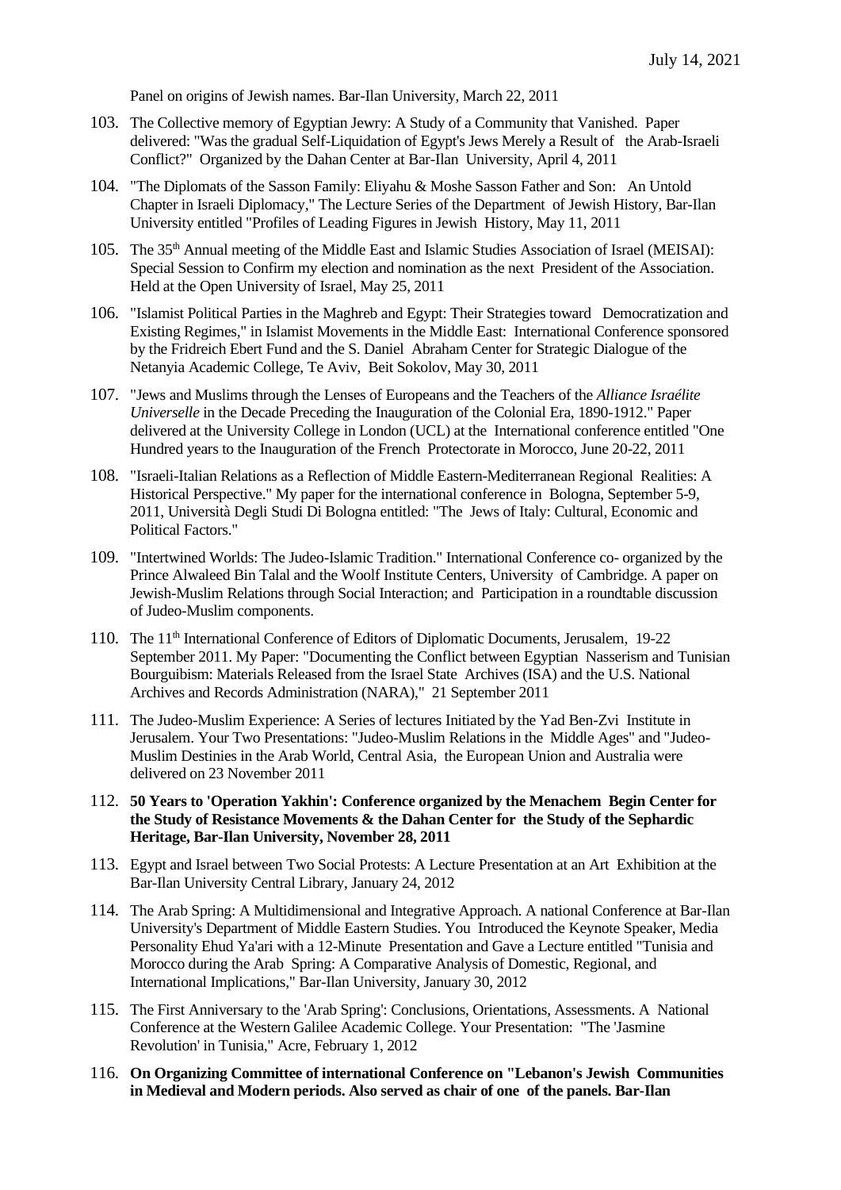Panel on origins of Jewish names. Bar-Ilan University, March 22, 2011

103. The Collective memory of Egyptian Jewry: A Study of a Community that Vanished. Paper delivered: "Was the gradual Self-Liquidation of Egypt's Jews Merely a Result of the Arab-Israeli Conflict?" Organized by the Dahan Center at Bar-Ilan University, April 4, 2011

104. "The Diplomats of the Sasson Family: Eliyahu & Moshe Sasson Father and Son: An Untold Chapter in Israeli Diplomacy," The Lecture Series of the Department of Jewish History, Bar-Ilan University entitled "Profiles of Leading Figures in Jewish History, May 11, 2011

105. The 35th Annual meeting of the Middle East and Islamic Studies Association of Israel (MEISAI): Special Session to Confirm my election and nomination as the next President of the Association. Held at the Open University of Israel, May 25, 2011

106. "Islamist Political Parties in the Maghreb and Egypt: Their Strategies toward Democratization and Existing Regimes," in Islamist Movements in the Middle East: International Conference sponsored by the Fridreich Ebert Fund and the S. Daniel Abraham Center for Strategic Dialogue of the Netanyia Academic College, Te Aviv, Beit Sokolov, May 30, 2011

107. "Jews and Muslims through the Lenses of Europeans and the Teachers of the *Alliance Israélite Universelle* in the Decade Preceding the Inauguration of the Colonial Era, 1890-1912." Paper delivered at the University College in London (UCL) at the International conference entitled "One Hundred years to the Inauguration of the French Protectorate in Morocco, June 20-22, 2011

108. "Israeli-Italian Relations as a Reflection of Middle Eastern-Mediterranean Regional Realities: A Historical Perspective." My paper for the international conference in Bologna, September 5-9, 2011, Università Degli Studi Di Bologna entitled: "The Jews of Italy: Cultural, Economic and Political Factors."

109. "Intertwined Worlds: The Judeo-Islamic Tradition." International Conference co- organized by the Prince Alwaleed Bin Talal and the Woolf Institute Centers, University of Cambridge. A paper on Jewish-Muslim Relations through Social Interaction; and Participation in a roundtable discussion of Judeo-Muslim components.

110. The 11th International Conference of Editors of Diplomatic Documents, Jerusalem, 19-22 September 2011. My Paper: "Documenting the Conflict between Egyptian Nasserism and Tunisian Bourguibism: Materials Released from the Israel State Archives (ISA) and the U.S. National Archives and Records Administration (NARA)," 21 September 2011

111. The Judeo-Muslim Experience: A Series of lectures Initiated by the Yad Ben-Zvi Institute in Jerusalem. Your Two Presentations: "Judeo-Muslim Relations in the Middle Ages" and "Judeo-Muslim Destinies in the Arab World, Central Asia, the European Union and Australia were delivered on 23 November 2011

112. **50 Years to 'Operation Yakhin': Conference organized by the Menachem Begin Center for the Study of Resistance Movements & the Dahan Center for the Study of the Sephardic Heritage, Bar-Ilan University, November 28, 2011**

113. Egypt and Israel between Two Social Protests: A Lecture Presentation at an Art Exhibition at the Bar-Ilan University Central Library, January 24, 2012

114. The Arab Spring: A Multidimensional and Integrative Approach. A national Conference at Bar-Ilan University's Department of Middle Eastern Studies. You Introduced the Keynote Speaker, Media Personality Ehud Ya'ari with a 12-Minute Presentation and Gave a Lecture entitled "Tunisia and Morocco during the Arab Spring: A Comparative Analysis of Domestic, Regional, and International Implications," Bar-Ilan University, January 30, 2012

115. The First Anniversary to the 'Arab Spring': Conclusions, Orientations, Assessments. A National Conference at the Western Galilee Academic College. Your Presentation: "The 'Jasmine Revolution' in Tunisia," Acre, February 1, 2012

116. **On Organizing Committee of international Conference on "Lebanon's Jewish Communities in Medieval and Modern periods. Also served as chair of one of the panels. Bar-Ilan**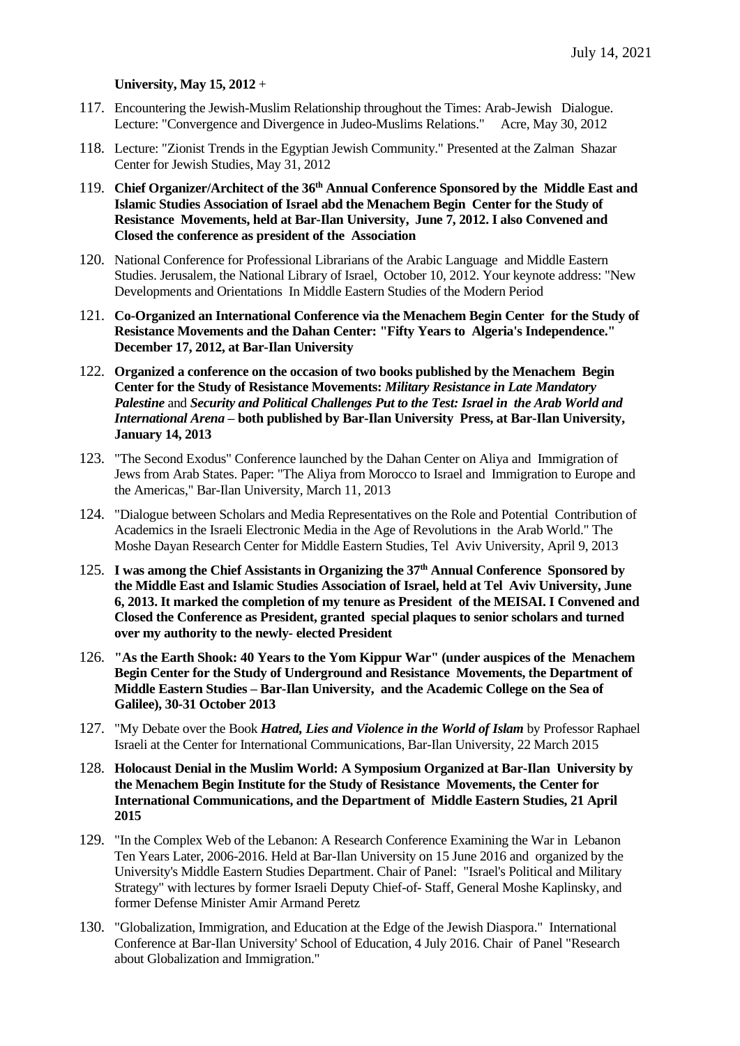**University, May 15, 2012** +

117. Encountering the Jewish-Muslim Relationship throughout the Times: Arab-Jewish Dialogue. Lecture: "Convergence and Divergence in Judeo-Muslims Relations." Acre, May 30, 2012

118. Lecture: "Zionist Trends in the Egyptian Jewish Community." Presented at the Zalman Shazar Center for Jewish Studies, May 31, 2012

119. **Chief Organizer/Architect of the 36th Annual Conference Sponsored by the Middle East and Islamic Studies Association of Israel abd the Menachem Begin Center for the Study of Resistance Movements, held at Bar-Ilan University, June 7, 2012. I also Convened and Closed the conference as president of the Association**

120. National Conference for Professional Librarians of the Arabic Language and Middle Eastern Studies. Jerusalem, the National Library of Israel, October 10, 2012. Your keynote address: "New Developments and Orientations In Middle Eastern Studies of the Modern Period

121. **Co-Organized an International Conference via the Menachem Begin Center for the Study of Resistance Movements and the Dahan Center: "Fifty Years to Algeria's Independence." December 17, 2012, at Bar-Ilan University**

122. **Organized a conference on the occasion of two books published by the Menachem Begin Center for the Study of Resistance Movements: *Military Resistance in Late Mandatory Palestine* and *Security and Political Challenges Put to the Test: Israel in the Arab World and International Arena* – both published by Bar-Ilan University Press, at Bar-Ilan University, January 14, 2013**

123. "The Second Exodus" Conference launched by the Dahan Center on Aliya and Immigration of Jews from Arab States. Paper: "The Aliya from Morocco to Israel and Immigration to Europe and the Americas," Bar-Ilan University, March 11, 2013

124. "Dialogue between Scholars and Media Representatives on the Role and Potential Contribution of Academics in the Israeli Electronic Media in the Age of Revolutions in the Arab World." The Moshe Dayan Research Center for Middle Eastern Studies, Tel Aviv University, April 9, 2013

125. **I was among the Chief Assistants in Organizing the 37th Annual Conference Sponsored by the Middle East and Islamic Studies Association of Israel, held at Tel Aviv University, June 6, 2013. It marked the completion of my tenure as President of the MEISAI. I Convened and Closed the Conference as President, granted special plaques to senior scholars and turned over my authority to the newly- elected President**

126. **"As the Earth Shook: 40 Years to the Yom Kippur War" (under auspices of the Menachem Begin Center for the Study of Underground and Resistance Movements, the Department of Middle Eastern Studies – Bar-Ilan University, and the Academic College on the Sea of Galilee), 30-31 October 2013**

127. "My Debate over the Book ***Hatred, Lies and Violence in the World of Islam*** by Professor Raphael Israeli at the Center for International Communications, Bar-Ilan University, 22 March 2015

128. **Holocaust Denial in the Muslim World: A Symposium Organized at Bar-Ilan University by the Menachem Begin Institute for the Study of Resistance Movements, the Center for International Communications, and the Department of Middle Eastern Studies, 21 April 2015**

129. "In the Complex Web of the Lebanon: A Research Conference Examining the War in Lebanon Ten Years Later, 2006-2016. Held at Bar-Ilan University on 15 June 2016 and organized by the University's Middle Eastern Studies Department. Chair of Panel: "Israel's Political and Military Strategy" with lectures by former Israeli Deputy Chief-of- Staff, General Moshe Kaplinsky, and former Defense Minister Amir Armand Peretz

130. "Globalization, Immigration, and Education at the Edge of the Jewish Diaspora." International Conference at Bar-Ilan University' School of Education, 4 July 2016. Chair of Panel "Research about Globalization and Immigration."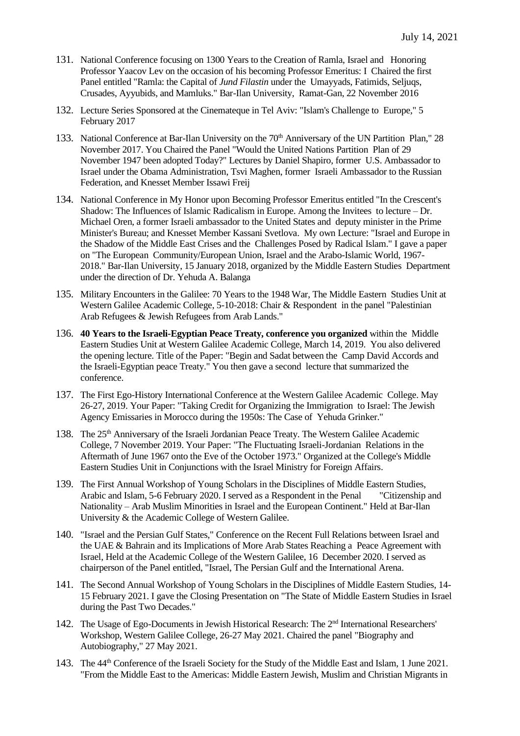131. National Conference focusing on 1300 Years to the Creation of Ramla, Israel and Honoring Professor Yaacov Lev on the occasion of his becoming Professor Emeritus: I Chaired the first Panel entitled "Ramla: the Capital of *Jund Filastin* under the Umayyads, Fatimids, Seljuqs, Crusades, Ayyubids, and Mamluks." Bar-Ilan University, Ramat-Gan, 22 November 2016

132. Lecture Series Sponsored at the Cinemateque in Tel Aviv: "Islam's Challenge to Europe," 5 February 2017

133. National Conference at Bar-Ilan University on the 70th Anniversary of the UN Partition Plan," 28 November 2017. You Chaired the Panel "Would the United Nations Partition Plan of 29 November 1947 been adopted Today?" Lectures by Daniel Shapiro, former U.S. Ambassador to Israel under the Obama Administration, Tsvi Maghen, former Israeli Ambassador to the Russian Federation, and Knesset Member Issawi Freij

134. National Conference in My Honor upon Becoming Professor Emeritus entitled "In the Crescent's Shadow: The Influences of Islamic Radicalism in Europe. Among the Invitees to lecture – Dr. Michael Oren, a former Israeli ambassador to the United States and deputy minister in the Prime Minister's Bureau; and Knesset Member Kassani Svetlova. My own Lecture: "Israel and Europe in the Shadow of the Middle East Crises and the Challenges Posed by Radical Islam." I gave a paper on "The European Community/European Union, Israel and the Arabo-Islamic World, 1967-2018." Bar-Ilan University, 15 January 2018, organized by the Middle Eastern Studies Department under the direction of Dr. Yehuda A. Balanga

135. Military Encounters in the Galilee: 70 Years to the 1948 War, The Middle Eastern Studies Unit at Western Galilee Academic College, 5-10-2018: Chair & Respondent in the panel "Palestinian Arab Refugees & Jewish Refugees from Arab Lands."

136. **40 Years to the Israeli-Egyptian Peace Treaty, conference you organized** within the Middle Eastern Studies Unit at Western Galilee Academic College, March 14, 2019. You also delivered the opening lecture. Title of the Paper: "Begin and Sadat between the Camp David Accords and the Israeli-Egyptian peace Treaty." You then gave a second lecture that summarized the conference.

137. The First Ego-History International Conference at the Western Galilee Academic College. May 26-27, 2019. Your Paper: "Taking Credit for Organizing the Immigration to Israel: The Jewish Agency Emissaries in Morocco during the 1950s: The Case of Yehuda Grinker."

138. The 25th Anniversary of the Israeli Jordanian Peace Treaty. The Western Galilee Academic College, 7 November 2019. Your Paper: "The Fluctuating Israeli-Jordanian Relations in the Aftermath of June 1967 onto the Eve of the October 1973." Organized at the College's Middle Eastern Studies Unit in Conjunctions with the Israel Ministry for Foreign Affairs.

139. The First Annual Workshop of Young Scholars in the Disciplines of Middle Eastern Studies, Arabic and Islam, 5-6 February 2020. I served as a Respondent in the Penal "Citizenship and Nationality – Arab Muslim Minorities in Israel and the European Continent." Held at Bar-Ilan University & the Academic College of Western Galilee.

140. "Israel and the Persian Gulf States," Conference on the Recent Full Relations between Israel and the UAE & Bahrain and its Implications of More Arab States Reaching a Peace Agreement with Israel, Held at the Academic College of the Western Galilee, 16 December 2020. I served as chairperson of the Panel entitled, "Israel, The Persian Gulf and the International Arena.

141. The Second Annual Workshop of Young Scholars in the Disciplines of Middle Eastern Studies, 14-15 February 2021. I gave the Closing Presentation on "The State of Middle Eastern Studies in Israel during the Past Two Decades."

142. The Usage of Ego-Documents in Jewish Historical Research: The 2nd International Researchers' Workshop, Western Galilee College, 26-27 May 2021. Chaired the panel "Biography and Autobiography," 27 May 2021.

143. The 44th Conference of the Israeli Society for the Study of the Middle East and Islam, 1 June 2021. "From the Middle East to the Americas: Middle Eastern Jewish, Muslim and Christian Migrants in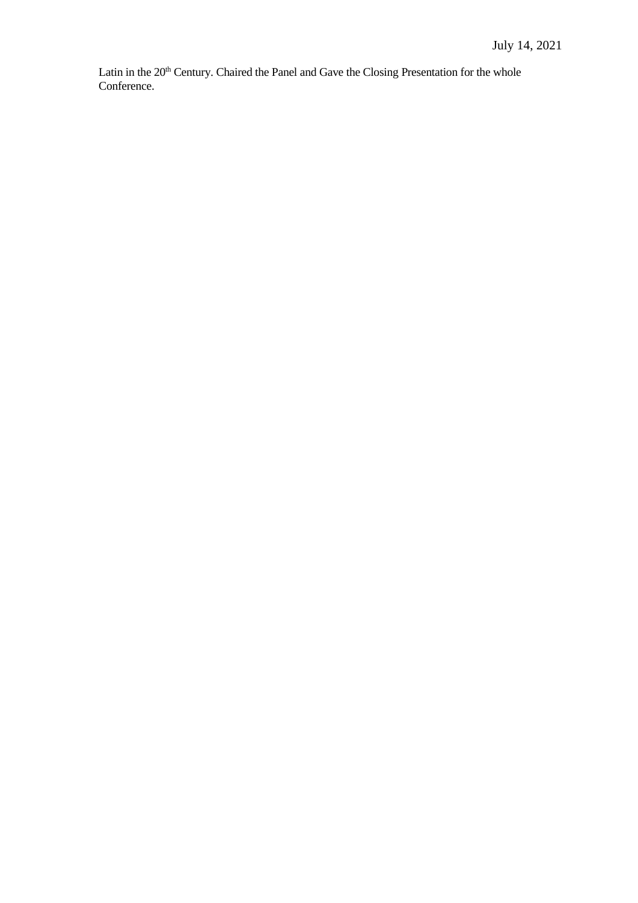Latin in the 20th Century. Chaired the Panel and Gave the Closing Presentation for the whole Conference.